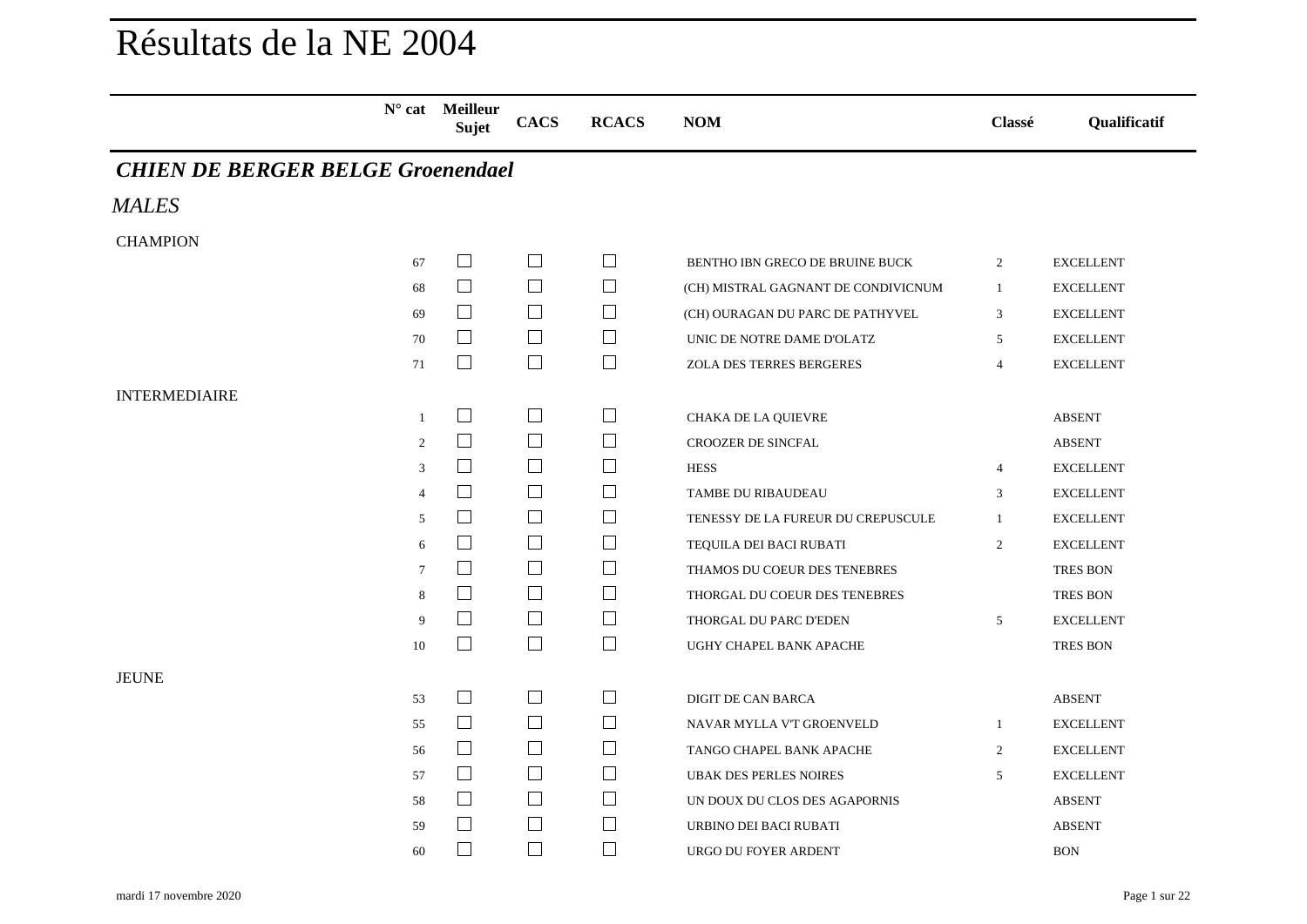# Résultats de la NE 2004

| N° cat | Meilleur Sujet | CACS | RCACS | NOM | Classé | Qualificatif |
|---|---|---|---|---|---|---|

## *CHIEN DE BERGER BELGE Groenendael*

### *MALES*

**CHAMPION**

| N° cat | Meilleur Sujet | CACS | RCACS | NOM | Classé | Qualificatif |
|---|---|---|---|---|---|---|
| 67 | ☐ | ☐ | ☐ | BENTHO IBN GRECO DE BRUINE BUCK | 2 | EXCELLENT |
| 68 | ☐ | ☐ | ☐ | (CH) MISTRAL GAGNANT DE CONDIVICNUM | 1 | EXCELLENT |
| 69 | ☐ | ☐ | ☐ | (CH) OURAGAN DU PARC DE PATHYVEL | 3 | EXCELLENT |
| 70 | ☐ | ☐ | ☐ | UNIC DE NOTRE DAME D'OLATZ | 5 | EXCELLENT |
| 71 | ☐ | ☐ | ☐ | ZOLA DES TERRES BERGERES | 4 | EXCELLENT |

**INTERMEDIAIRE**

| N° cat | Meilleur Sujet | CACS | RCACS | NOM | Classé | Qualificatif |
|---|---|---|---|---|---|---|
| 1 | ☐ | ☐ | ☐ | CHAKA DE LA QUIEVRE | | ABSENT |
| 2 | ☐ | ☐ | ☐ | CROOZER DE SINCFAL | | ABSENT |
| 3 | ☐ | ☐ | ☐ | HESS | 4 | EXCELLENT |
| 4 | ☐ | ☐ | ☐ | TAMBE DU RIBAUDEAU | 3 | EXCELLENT |
| 5 | ☐ | ☐ | ☐ | TENESSY DE LA FUREUR DU CREPUSCULE | 1 | EXCELLENT |
| 6 | ☐ | ☐ | ☐ | TEQUILA DEI BACI RUBATI | 2 | EXCELLENT |
| 7 | ☐ | ☐ | ☐ | THAMOS DU COEUR DES TENEBRES | | TRES BON |
| 8 | ☐ | ☐ | ☐ | THORGAL DU COEUR DES TENEBRES | | TRES BON |
| 9 | ☐ | ☐ | ☐ | THORGAL DU PARC D'EDEN | 5 | EXCELLENT |
| 10 | ☐ | ☐ | ☐ | UGHY CHAPEL BANK APACHE | | TRES BON |

**JEUNE**

| N° cat | Meilleur Sujet | CACS | RCACS | NOM | Classé | Qualificatif |
|---|---|---|---|---|---|---|
| 53 | ☐ | ☐ | ☐ | DIGIT DE CAN BARCA | | ABSENT |
| 55 | ☐ | ☐ | ☐ | NAVAR MYLLA V'T GROENVELD | 1 | EXCELLENT |
| 56 | ☐ | ☐ | ☐ | TANGO CHAPEL BANK APACHE | 2 | EXCELLENT |
| 57 | ☐ | ☐ | ☐ | UBAK DES PERLES NOIRES | 5 | EXCELLENT |
| 58 | ☐ | ☐ | ☐ | UN DOUX DU CLOS DES AGAPORNIS | | ABSENT |
| 59 | ☐ | ☐ | ☐ | URBINO DEI BACI RUBATI | | ABSENT |
| 60 | ☐ | ☐ | ☐ | URGO DU FOYER ARDENT | | BON |

mardi 17 novembre 2020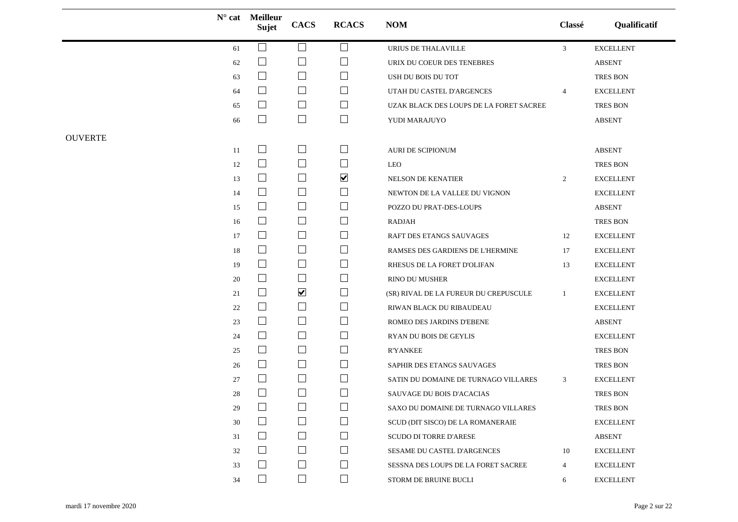| | N° cat | Meilleur Sujet | CACS | RCACS | NOM | Classé | Qualificatif |
|---|---|---|---|---|---|---|---|
| | 61 | ☐ | ☐ | ☐ | URIUS DE THALAVILLE | 3 | EXCELLENT |
| | 62 | ☐ | ☐ | ☐ | URIX DU COEUR DES TENEBRES | | ABSENT |
| | 63 | ☐ | ☐ | ☐ | USH DU BOIS DU TOT | | TRES BON |
| | 64 | ☐ | ☐ | ☐ | UTAH DU CASTEL D'ARGENCES | 4 | EXCELLENT |
| | 65 | ☐ | ☐ | ☐ | UZAK BLACK DES LOUPS DE LA FORET SACREE | | TRES BON |
| | 66 | ☐ | ☐ | ☐ | YUDI MARAJUYO | | ABSENT |
| OUVERTE | | | | | | | |
| | 11 | ☐ | ☐ | ☐ | AURI DE SCIPIONUM | | ABSENT |
| | 12 | ☐ | ☐ | ☐ | LEO | | TRES BON |
| | 13 | ☐ | ☐ | ☑ | NELSON DE KENATIER | 2 | EXCELLENT |
| | 14 | ☐ | ☐ | ☐ | NEWTON DE LA VALLEE DU VIGNON | | EXCELLENT |
| | 15 | ☐ | ☐ | ☐ | POZZO DU PRAT-DES-LOUPS | | ABSENT |
| | 16 | ☐ | ☐ | ☐ | RADJAH | | TRES BON |
| | 17 | ☐ | ☐ | ☐ | RAFT DES ETANGS SAUVAGES | 12 | EXCELLENT |
| | 18 | ☐ | ☐ | ☐ | RAMSES DES GARDIENS DE L'HERMINE | 17 | EXCELLENT |
| | 19 | ☐ | ☐ | ☐ | RHESUS DE LA FORET D'OLIFAN | 13 | EXCELLENT |
| | 20 | ☐ | ☐ | ☐ | RINO DU MUSHER | | EXCELLENT |
| | 21 | ☐ | ☑ | ☐ | (SR) RIVAL DE LA FUREUR DU CREPUSCULE | 1 | EXCELLENT |
| | 22 | ☐ | ☐ | ☐ | RIWAN BLACK DU RIBAUDEAU | | EXCELLENT |
| | 23 | ☐ | ☐ | ☐ | ROMEO DES JARDINS D'EBENE | | ABSENT |
| | 24 | ☐ | ☐ | ☐ | RYAN DU BOIS DE GEYLIS | | EXCELLENT |
| | 25 | ☐ | ☐ | ☐ | R'YANKEE | | TRES BON |
| | 26 | ☐ | ☐ | ☐ | SAPHIR DES ETANGS SAUVAGES | | TRES BON |
| | 27 | ☐ | ☐ | ☐ | SATIN DU DOMAINE DE TURNAGO VILLARES | 3 | EXCELLENT |
| | 28 | ☐ | ☐ | ☐ | SAUVAGE DU BOIS D'ACACIAS | | TRES BON |
| | 29 | ☐ | ☐ | ☐ | SAXO DU DOMAINE DE TURNAGO VILLARES | | TRES BON |
| | 30 | ☐ | ☐ | ☐ | SCUD (DIT SISCO) DE LA ROMANERAIE | | EXCELLENT |
| | 31 | ☐ | ☐ | ☐ | SCUDO DI TORRE D'ARESE | | ABSENT |
| | 32 | ☐ | ☐ | ☐ | SESAME DU CASTEL D'ARGENCES | 10 | EXCELLENT |
| | 33 | ☐ | ☐ | ☐ | SESSNA DES LOUPS DE LA FORET SACREE | 4 | EXCELLENT |
| | 34 | ☐ | ☐ | ☐ | STORM DE BRUINE BUCLI | 6 | EXCELLENT |

mardi 17 novembre 2020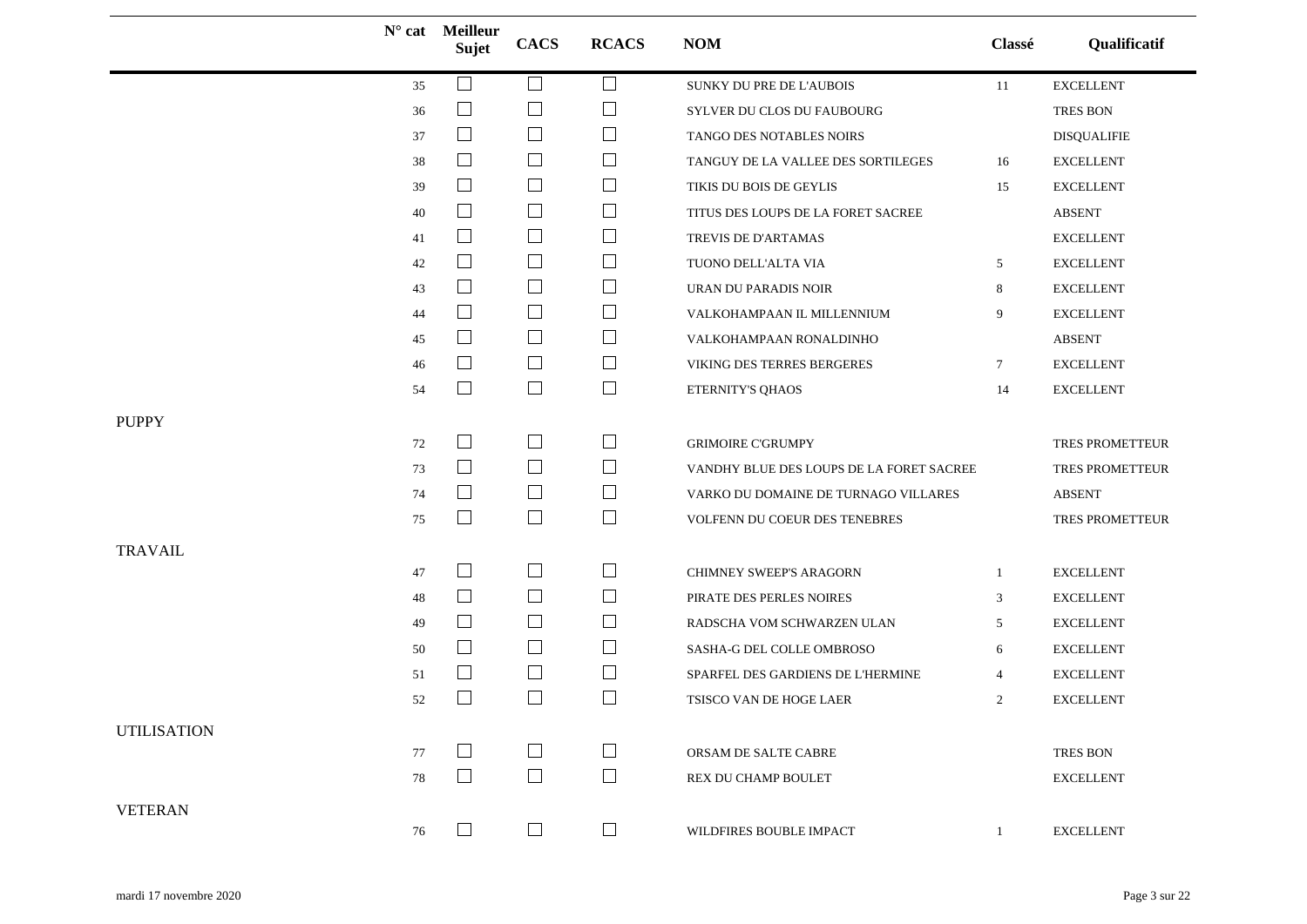| | N° cat | Meilleur Sujet | CACS | RCACS | NOM | Classé | Qualificatif |
|---|---|---|---|---|---|---|---|
| | 35 | ☐ | ☐ | ☐ | SUNKY DU PRE DE L'AUBOIS | 11 | EXCELLENT |
| | 36 | ☐ | ☐ | ☐ | SYLVER DU CLOS DU FAUBOURG | | TRES BON |
| | 37 | ☐ | ☐ | ☐ | TANGO DES NOTABLES NOIRS | | DISQUALIFIE |
| | 38 | ☐ | ☐ | ☐ | TANGUY DE LA VALLEE DES SORTILEGES | 16 | EXCELLENT |
| | 39 | ☐ | ☐ | ☐ | TIKIS DU BOIS DE GEYLIS | 15 | EXCELLENT |
| | 40 | ☐ | ☐ | ☐ | TITUS DES LOUPS DE LA FORET SACREE | | ABSENT |
| | 41 | ☐ | ☐ | ☐ | TREVIS DE D'ARTAMAS | | EXCELLENT |
| | 42 | ☐ | ☐ | ☐ | TUONO DELL'ALTA VIA | 5 | EXCELLENT |
| | 43 | ☐ | ☐ | ☐ | URAN DU PARADIS NOIR | 8 | EXCELLENT |
| | 44 | ☐ | ☐ | ☐ | VALKOHAMPAAN IL MILLENNIUM | 9 | EXCELLENT |
| | 45 | ☐ | ☐ | ☐ | VALKOHAMPAAN RONALDINHO | | ABSENT |
| | 46 | ☐ | ☐ | ☐ | VIKING DES TERRES BERGERES | 7 | EXCELLENT |
| | 54 | ☐ | ☐ | ☐ | ETERNITY'S QHAOS | 14 | EXCELLENT |
| PUPPY | | | | | | | |
| | 72 | ☐ | ☐ | ☐ | GRIMOIRE C'GRUMPY | | TRES PROMETTEUR |
| | 73 | ☐ | ☐ | ☐ | VANDHY BLUE DES LOUPS DE LA FORET SACREE | | TRES PROMETTEUR |
| | 74 | ☐ | ☐ | ☐ | VARKO DU DOMAINE DE TURNAGO VILLARES | | ABSENT |
| | 75 | ☐ | ☐ | ☐ | VOLFENN DU COEUR DES TENEBRES | | TRES PROMETTEUR |
| TRAVAIL | | | | | | | |
| | 47 | ☐ | ☐ | ☐ | CHIMNEY SWEEP'S ARAGORN | 1 | EXCELLENT |
| | 48 | ☐ | ☐ | ☐ | PIRATE DES PERLES NOIRES | 3 | EXCELLENT |
| | 49 | ☐ | ☐ | ☐ | RADSCHA VOM SCHWARZEN ULAN | 5 | EXCELLENT |
| | 50 | ☐ | ☐ | ☐ | SASHA-G DEL COLLE OMBROSO | 6 | EXCELLENT |
| | 51 | ☐ | ☐ | ☐ | SPARFEL DES GARDIENS DE L'HERMINE | 4 | EXCELLENT |
| | 52 | ☐ | ☐ | ☐ | TSISCO VAN DE HOGE LAER | 2 | EXCELLENT |
| UTILISATION | | | | | | | |
| | 77 | ☐ | ☐ | ☐ | ORSAM DE SALTE CABRE | | TRES BON |
| | 78 | ☐ | ☐ | ☐ | REX DU CHAMP BOULET | | EXCELLENT |
| VETERAN | | | | | | | |
| | 76 | ☐ | ☐ | ☐ | WILDFIRES BOUBLE IMPACT | 1 | EXCELLENT |

mardi 17 novembre 2020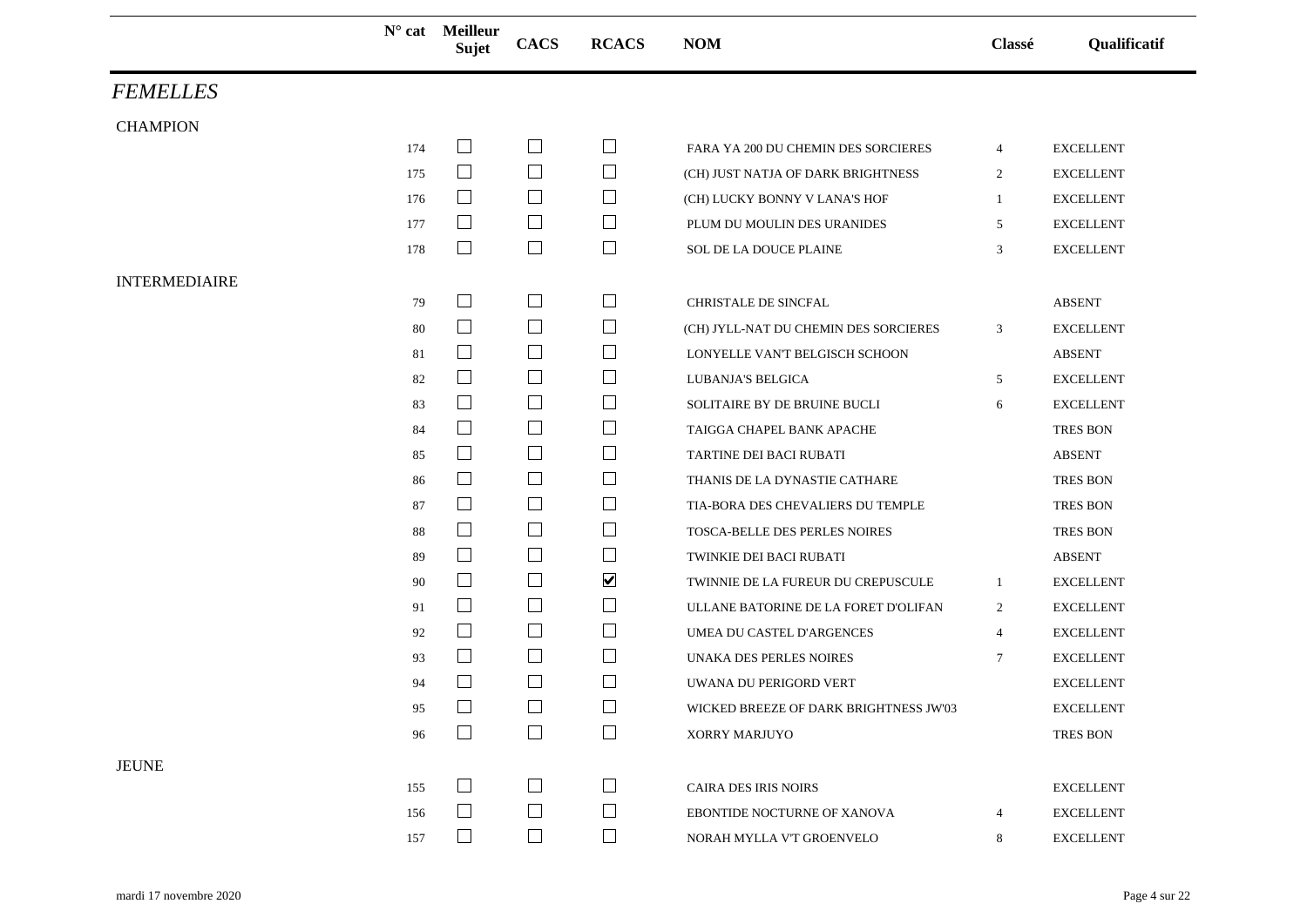| | N° cat | Meilleur Sujet | CACS | RCACS | NOM | Classé | Qualificatif |
|---|---|---|---|---|---|---|---|

## *FEMELLES*

### CHAMPION

| N° cat | Meilleur Sujet | CACS | RCACS | NOM | Classé | Qualificatif |
|---|---|---|---|---|---|---|
| 174 | ☐ | ☐ | ☐ | FARA YA 200 DU CHEMIN DES SORCIERES | 4 | EXCELLENT |
| 175 | ☐ | ☐ | ☐ | (CH) JUST NATJA OF DARK BRIGHTNESS | 2 | EXCELLENT |
| 176 | ☐ | ☐ | ☐ | (CH) LUCKY BONNY V LANA'S HOF | 1 | EXCELLENT |
| 177 | ☐ | ☐ | ☐ | PLUM DU MOULIN DES URANIDES | 5 | EXCELLENT |
| 178 | ☐ | ☐ | ☐ | SOL DE LA DOUCE PLAINE | 3 | EXCELLENT |

### INTERMEDIAIRE

| N° cat | Meilleur Sujet | CACS | RCACS | NOM | Classé | Qualificatif |
|---|---|---|---|---|---|---|
| 79 | ☐ | ☐ | ☐ | CHRISTALE DE SINCFAL | | ABSENT |
| 80 | ☐ | ☐ | ☐ | (CH) JYLL-NAT DU CHEMIN DES SORCIERES | 3 | EXCELLENT |
| 81 | ☐ | ☐ | ☐ | LONYELLE VAN'T BELGISCH SCHOON | | ABSENT |
| 82 | ☐ | ☐ | ☐ | LUBANJA'S BELGICA | 5 | EXCELLENT |
| 83 | ☐ | ☐ | ☐ | SOLITAIRE BY DE BRUINE BUCLI | 6 | EXCELLENT |
| 84 | ☐ | ☐ | ☐ | TAIGGA CHAPEL BANK APACHE | | TRES BON |
| 85 | ☐ | ☐ | ☐ | TARTINE DEI BACI RUBATI | | ABSENT |
| 86 | ☐ | ☐ | ☐ | THANIS DE LA DYNASTIE CATHARE | | TRES BON |
| 87 | ☐ | ☐ | ☐ | TIA-BORA DES CHEVALIERS DU TEMPLE | | TRES BON |
| 88 | ☐ | ☐ | ☐ | TOSCA-BELLE DES PERLES NOIRES | | TRES BON |
| 89 | ☐ | ☐ | ☐ | TWINKIE DEI BACI RUBATI | | ABSENT |
| 90 | ☐ | ☐ | ☑ | TWINNIE DE LA FUREUR DU CREPUSCULE | 1 | EXCELLENT |
| 91 | ☐ | ☐ | ☐ | ULLANE BATORINE DE LA FORET D'OLIFAN | 2 | EXCELLENT |
| 92 | ☐ | ☐ | ☐ | UMEA DU CASTEL D'ARGENCES | 4 | EXCELLENT |
| 93 | ☐ | ☐ | ☐ | UNAKA DES PERLES NOIRES | 7 | EXCELLENT |
| 94 | ☐ | ☐ | ☐ | UWANA DU PERIGORD VERT | | EXCELLENT |
| 95 | ☐ | ☐ | ☐ | WICKED BREEZE OF DARK BRIGHTNESS JW'03 | | EXCELLENT |
| 96 | ☐ | ☐ | ☐ | XORRY MARJUYO | | TRES BON |

### JEUNE

| N° cat | Meilleur Sujet | CACS | RCACS | NOM | Classé | Qualificatif |
|---|---|---|---|---|---|---|
| 155 | ☐ | ☐ | ☐ | CAIRA DES IRIS NOIRS | | EXCELLENT |
| 156 | ☐ | ☐ | ☐ | EBONTIDE NOCTURNE OF XANOVA | 4 | EXCELLENT |
| 157 | ☐ | ☐ | ☐ | NORAH MYLLA V'T GROENVELO | 8 | EXCELLENT |

mardi 17 novembre 2020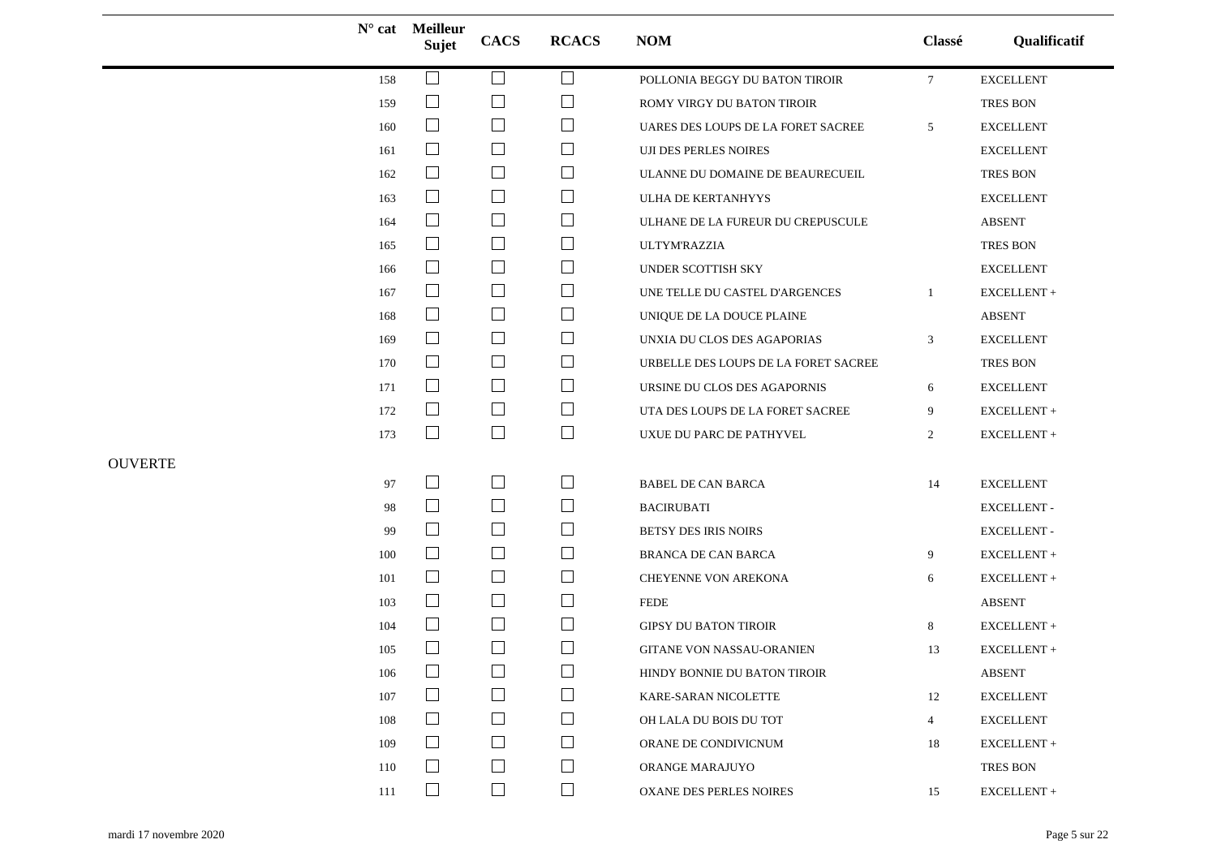| | N° cat | Meilleur Sujet | CACS | RCACS | NOM | Classé | Qualificatif |
|---|---|---|---|---|---|---|---|
| | 158 | ☐ | ☐ | ☐ | POLLONIA BEGGY DU BATON TIROIR | 7 | EXCELLENT |
| | 159 | ☐ | ☐ | ☐ | ROMY VIRGY DU BATON TIROIR | | TRES BON |
| | 160 | ☐ | ☐ | ☐ | UARES DES LOUPS DE LA FORET SACREE | 5 | EXCELLENT |
| | 161 | ☐ | ☐ | ☐ | UJI DES PERLES NOIRES | | EXCELLENT |
| | 162 | ☐ | ☐ | ☐ | ULANNE DU DOMAINE DE BEAURECUEIL | | TRES BON |
| | 163 | ☐ | ☐ | ☐ | ULHA DE KERTANHYYS | | EXCELLENT |
| | 164 | ☐ | ☐ | ☐ | ULHANE DE LA FUREUR DU CREPUSCULE | | ABSENT |
| | 165 | ☐ | ☐ | ☐ | ULTYM'RAZZIA | | TRES BON |
| | 166 | ☐ | ☐ | ☐ | UNDER SCOTTISH SKY | | EXCELLENT |
| | 167 | ☐ | ☐ | ☐ | UNE TELLE DU CASTEL D'ARGENCES | 1 | EXCELLENT + |
| | 168 | ☐ | ☐ | ☐ | UNIQUE DE LA DOUCE PLAINE | | ABSENT |
| | 169 | ☐ | ☐ | ☐ | UNXIA DU CLOS DES AGAPORIAS | 3 | EXCELLENT |
| | 170 | ☐ | ☐ | ☐ | URBELLE DES LOUPS DE LA FORET SACREE | | TRES BON |
| | 171 | ☐ | ☐ | ☐ | URSINE DU CLOS DES AGAPORNIS | 6 | EXCELLENT |
| | 172 | ☐ | ☐ | ☐ | UTA DES LOUPS DE LA FORET SACREE | 9 | EXCELLENT + |
| | 173 | ☐ | ☐ | ☐ | UXUE DU PARC DE PATHYVEL | 2 | EXCELLENT + |
| OUVERTE | | | | | | | |
| | 97 | ☐ | ☐ | ☐ | BABEL DE CAN BARCA | 14 | EXCELLENT |
| | 98 | ☐ | ☐ | ☐ | BACIRUBATI | | EXCELLENT - |
| | 99 | ☐ | ☐ | ☐ | BETSY DES IRIS NOIRS | | EXCELLENT - |
| | 100 | ☐ | ☐ | ☐ | BRANCA DE CAN BARCA | 9 | EXCELLENT + |
| | 101 | ☐ | ☐ | ☐ | CHEYENNE VON AREKONA | 6 | EXCELLENT + |
| | 103 | ☐ | ☐ | ☐ | FEDE | | ABSENT |
| | 104 | ☐ | ☐ | ☐ | GIPSY DU BATON TIROIR | 8 | EXCELLENT + |
| | 105 | ☐ | ☐ | ☐ | GITANE VON NASSAU-ORANIEN | 13 | EXCELLENT + |
| | 106 | ☐ | ☐ | ☐ | HINDY BONNIE DU BATON TIROIR | | ABSENT |
| | 107 | ☐ | ☐ | ☐ | KARE-SARAN NICOLETTE | 12 | EXCELLENT |
| | 108 | ☐ | ☐ | ☐ | OH LALA DU BOIS DU TOT | 4 | EXCELLENT |
| | 109 | ☐ | ☐ | ☐ | ORANE DE CONDIVICNUM | 18 | EXCELLENT + |
| | 110 | ☐ | ☐ | ☐ | ORANGE MARAJUYO | | TRES BON |
| | 111 | ☐ | ☐ | ☐ | OXANE DES PERLES NOIRES | 15 | EXCELLENT + |

mardi 17 novembre 2020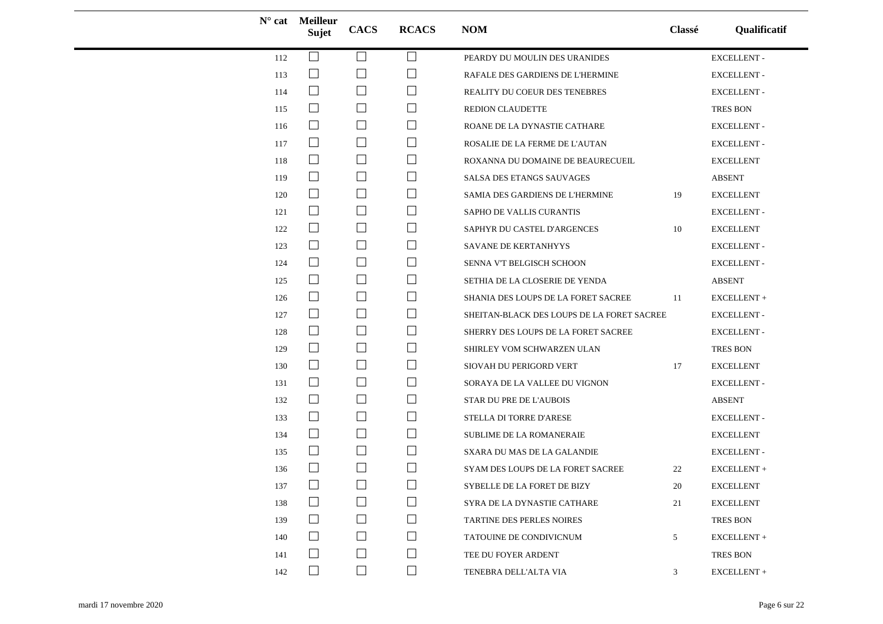| N° cat | Meilleur Sujet | CACS | RCACS | NOM | Classé | Qualificatif |
|---|---|---|---|---|---|---|
| 112 | ☐ | ☐ | ☐ | PEARDY DU MOULIN DES URANIDES | | EXCELLENT - |
| 113 | ☐ | ☐ | ☐ | RAFALE DES GARDIENS DE L'HERMINE | | EXCELLENT - |
| 114 | ☐ | ☐ | ☐ | REALITY DU COEUR DES TENEBRES | | EXCELLENT - |
| 115 | ☐ | ☐ | ☐ | REDION CLAUDETTE | | TRES BON |
| 116 | ☐ | ☐ | ☐ | ROANE DE LA DYNASTIE CATHARE | | EXCELLENT - |
| 117 | ☐ | ☐ | ☐ | ROSALIE DE LA FERME DE L'AUTAN | | EXCELLENT - |
| 118 | ☐ | ☐ | ☐ | ROXANNA DU DOMAINE DE BEAURECUEIL | | EXCELLENT |
| 119 | ☐ | ☐ | ☐ | SALSA DES ETANGS SAUVAGES | | ABSENT |
| 120 | ☐ | ☐ | ☐ | SAMIA DES GARDIENS DE L'HERMINE | 19 | EXCELLENT |
| 121 | ☐ | ☐ | ☐ | SAPHO DE VALLIS CURANTIS | | EXCELLENT - |
| 122 | ☐ | ☐ | ☐ | SAPHYR DU CASTEL D'ARGENCES | 10 | EXCELLENT |
| 123 | ☐ | ☐ | ☐ | SAVANE DE KERTANHYYS | | EXCELLENT - |
| 124 | ☐ | ☐ | ☐ | SENNA V'T BELGISCH SCHOON | | EXCELLENT - |
| 125 | ☐ | ☐ | ☐ | SETHIA DE LA CLOSERIE DE YENDA | | ABSENT |
| 126 | ☐ | ☐ | ☐ | SHANIA DES LOUPS DE LA FORET SACREE | 11 | EXCELLENT + |
| 127 | ☐ | ☐ | ☐ | SHEITAN-BLACK DES LOUPS DE LA FORET SACREE | | EXCELLENT - |
| 128 | ☐ | ☐ | ☐ | SHERRY DES LOUPS DE LA FORET SACREE | | EXCELLENT - |
| 129 | ☐ | ☐ | ☐ | SHIRLEY VOM SCHWARZEN ULAN | | TRES BON |
| 130 | ☐ | ☐ | ☐ | SIOVAH DU PERIGORD VERT | 17 | EXCELLENT |
| 131 | ☐ | ☐ | ☐ | SORAYA DE LA VALLEE DU VIGNON | | EXCELLENT - |
| 132 | ☐ | ☐ | ☐ | STAR DU PRE DE L'AUBOIS | | ABSENT |
| 133 | ☐ | ☐ | ☐ | STELLA DI TORRE D'ARESE | | EXCELLENT - |
| 134 | ☐ | ☐ | ☐ | SUBLIME DE LA ROMANERAIE | | EXCELLENT |
| 135 | ☐ | ☐ | ☐ | SXARA DU MAS DE LA GALANDIE | | EXCELLENT - |
| 136 | ☐ | ☐ | ☐ | SYAM DES LOUPS DE LA FORET SACREE | 22 | EXCELLENT + |
| 137 | ☐ | ☐ | ☐ | SYBELLE DE LA FORET DE BIZY | 20 | EXCELLENT |
| 138 | ☐ | ☐ | ☐ | SYRA DE LA DYNASTIE CATHARE | 21 | EXCELLENT |
| 139 | ☐ | ☐ | ☐ | TARTINE DES PERLES NOIRES | | TRES BON |
| 140 | ☐ | ☐ | ☐ | TATOUINE DE CONDIVICNUM | 5 | EXCELLENT + |
| 141 | ☐ | ☐ | ☐ | TEE DU FOYER ARDENT | | TRES BON |
| 142 | ☐ | ☐ | ☐ | TENEBRA DELL'ALTA VIA | 3 | EXCELLENT + |

mardi 17 novembre 2020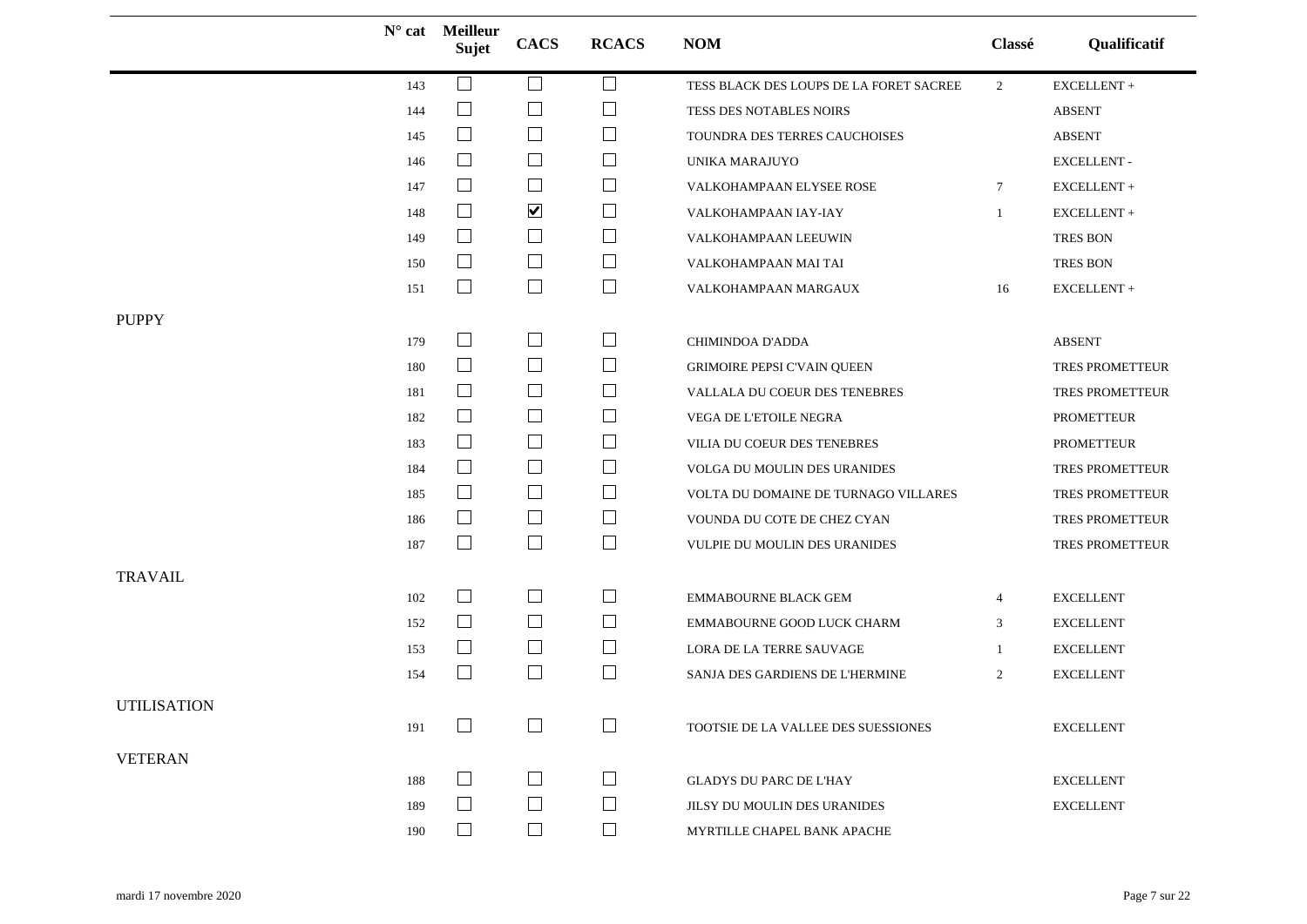| | N° cat | Meilleur Sujet | CACS | RCACS | NOM | Classé | Qualificatif |
|---|---|---|---|---|---|---|---|
| | 143 | ☐ | ☐ | ☐ | TESS BLACK DES LOUPS DE LA FORET SACREE | 2 | EXCELLENT + |
| | 144 | ☐ | ☐ | ☐ | TESS DES NOTABLES NOIRS | | ABSENT |
| | 145 | ☐ | ☐ | ☐ | TOUNDRA DES TERRES CAUCHOISES | | ABSENT |
| | 146 | ☐ | ☐ | ☐ | UNIKA MARAJUYO | | EXCELLENT - |
| | 147 | ☐ | ☐ | ☐ | VALKOHAMPAAN ELYSEE ROSE | 7 | EXCELLENT + |
| | 148 | ☐ | ☑ | ☐ | VALKOHAMPAAN IAY-IAY | 1 | EXCELLENT + |
| | 149 | ☐ | ☐ | ☐ | VALKOHAMPAAN LEEUWIN | | TRES BON |
| | 150 | ☐ | ☐ | ☐ | VALKOHAMPAAN MAI TAI | | TRES BON |
| | 151 | ☐ | ☐ | ☐ | VALKOHAMPAAN MARGAUX | 16 | EXCELLENT + |
| PUPPY | | | | | | | |
| | 179 | ☐ | ☐ | ☐ | CHIMINDOA D'ADDA | | ABSENT |
| | 180 | ☐ | ☐ | ☐ | GRIMOIRE PEPSI C'VAIN QUEEN | | TRES PROMETTEUR |
| | 181 | ☐ | ☐ | ☐ | VALLALA DU COEUR DES TENEBRES | | TRES PROMETTEUR |
| | 182 | ☐ | ☐ | ☐ | VEGA DE L'ETOILE NEGRA | | PROMETTEUR |
| | 183 | ☐ | ☐ | ☐ | VILIA DU COEUR DES TENEBRES | | PROMETTEUR |
| | 184 | ☐ | ☐ | ☐ | VOLGA DU MOULIN DES URANIDES | | TRES PROMETTEUR |
| | 185 | ☐ | ☐ | ☐ | VOLTA DU DOMAINE DE TURNAGO VILLARES | | TRES PROMETTEUR |
| | 186 | ☐ | ☐ | ☐ | VOUNDA DU COTE DE CHEZ CYAN | | TRES PROMETTEUR |
| | 187 | ☐ | ☐ | ☐ | VULPIE DU MOULIN DES URANIDES | | TRES PROMETTEUR |
| TRAVAIL | | | | | | | |
| | 102 | ☐ | ☐ | ☐ | EMMABOURNE BLACK GEM | 4 | EXCELLENT |
| | 152 | ☐ | ☐ | ☐ | EMMABOURNE GOOD LUCK CHARM | 3 | EXCELLENT |
| | 153 | ☐ | ☐ | ☐ | LORA DE LA TERRE SAUVAGE | 1 | EXCELLENT |
| | 154 | ☐ | ☐ | ☐ | SANJA DES GARDIENS DE L'HERMINE | 2 | EXCELLENT |
| UTILISATION | | | | | | | |
| | 191 | ☐ | ☐ | ☐ | TOOTSIE DE LA VALLEE DES SUESSIONES | | EXCELLENT |
| VETERAN | | | | | | | |
| | 188 | ☐ | ☐ | ☐ | GLADYS DU PARC DE L'HAY | | EXCELLENT |
| | 189 | ☐ | ☐ | ☐ | JILSY DU MOULIN DES URANIDES | | EXCELLENT |
| | 190 | ☐ | ☐ | ☐ | MYRTILLE CHAPEL BANK APACHE | | |

mardi 17 novembre 2020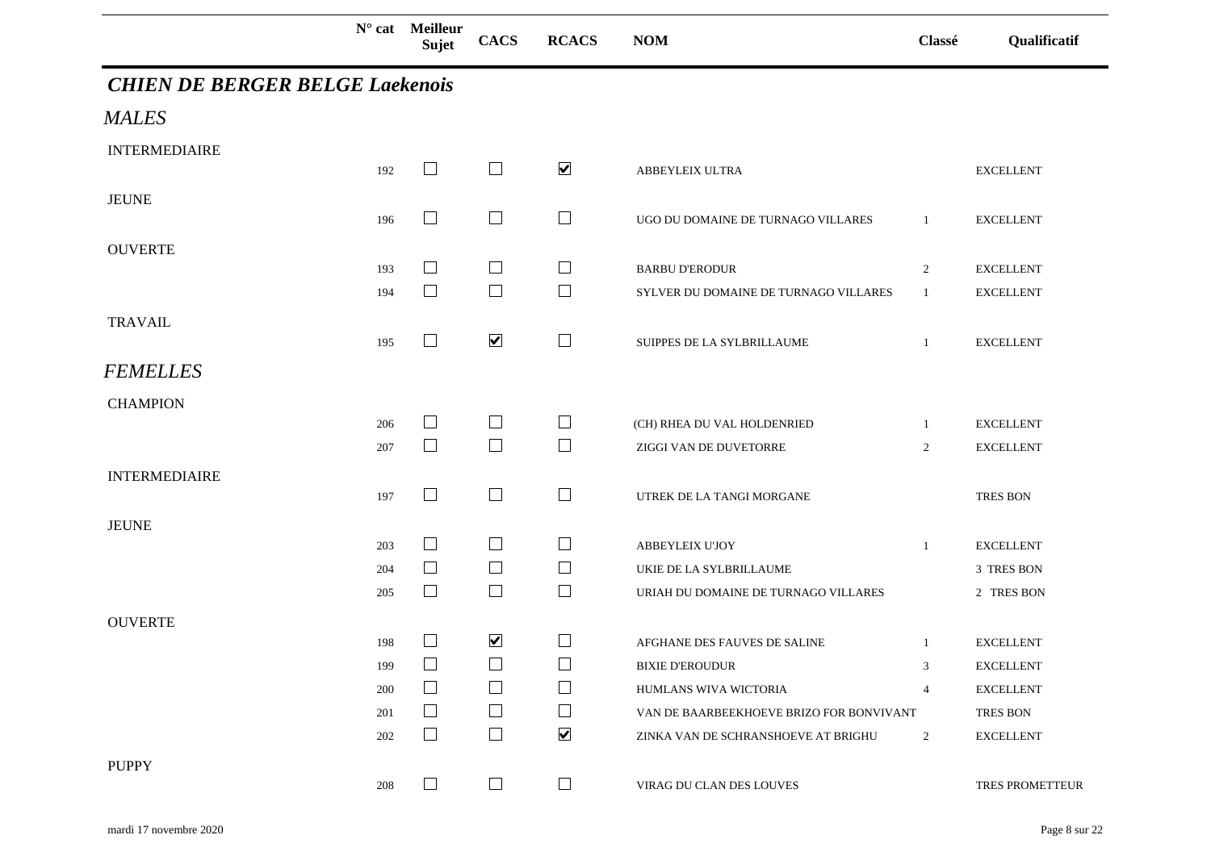| | N° cat | Meilleur Sujet | CACS | RCACS | NOM | Classé | Qualificatif |
|---|---|---|---|---|---|---|---|

## *CHIEN DE BERGER BELGE Laekenois*

### *MALES*

| Classe | N° cat | Meilleur Sujet | CACS | RCACS | NOM | Classé | Qualificatif |
|---|---|---|---|---|---|---|---|
| INTERMEDIAIRE | 192 | ☐ | ☐ | ☑ | ABBEYLEIX ULTRA | | EXCELLENT |
| JEUNE | 196 | ☐ | ☐ | ☐ | UGO DU DOMAINE DE TURNAGO VILLARES | 1 | EXCELLENT |
| OUVERTE | 193 | ☐ | ☐ | ☐ | BARBU D'ERODUR | 2 | EXCELLENT |
| | 194 | ☐ | ☐ | ☐ | SYLVER DU DOMAINE DE TURNAGO VILLARES | 1 | EXCELLENT |
| TRAVAIL | 195 | ☐ | ☑ | ☐ | SUIPPES DE LA SYLBRILLAUME | 1 | EXCELLENT |

### *FEMELLES*

| Classe | N° cat | Meilleur Sujet | CACS | RCACS | NOM | Classé | Qualificatif |
|---|---|---|---|---|---|---|---|
| CHAMPION | 206 | ☐ | ☐ | ☐ | (CH) RHEA DU VAL HOLDENRIED | 1 | EXCELLENT |
| | 207 | ☐ | ☐ | ☐ | ZIGGI VAN DE DUVETORRE | 2 | EXCELLENT |
| INTERMEDIAIRE | 197 | ☐ | ☐ | ☐ | UTREK DE LA TANGI MORGANE | | TRES BON |
| JEUNE | 203 | ☐ | ☐ | ☐ | ABBEYLEIX U'JOY | 1 | EXCELLENT |
| | 204 | ☐ | ☐ | ☐ | UKIE DE LA SYLBRILLAUME | | 3 TRES BON |
| | 205 | ☐ | ☐ | ☐ | URIAH DU DOMAINE DE TURNAGO VILLARES | | 2 TRES BON |
| OUVERTE | 198 | ☐ | ☑ | ☐ | AFGHANE DES FAUVES DE SALINE | 1 | EXCELLENT |
| | 199 | ☐ | ☐ | ☐ | BIXIE D'EROUDUR | 3 | EXCELLENT |
| | 200 | ☐ | ☐ | ☐ | HUMLANS WIVA WICTORIA | 4 | EXCELLENT |
| | 201 | ☐ | ☐ | ☐ | VAN DE BAARBEEKHOEVE BRIZO FOR BONVIVANT | | TRES BON |
| | 202 | ☐ | ☐ | ☑ | ZINKA VAN DE SCHRANSHOEVE AT BRIGHU | 2 | EXCELLENT |
| PUPPY | 208 | ☐ | ☐ | ☐ | VIRAG DU CLAN DES LOUVES | | TRES PROMETTEUR |

mardi 17 novembre 2020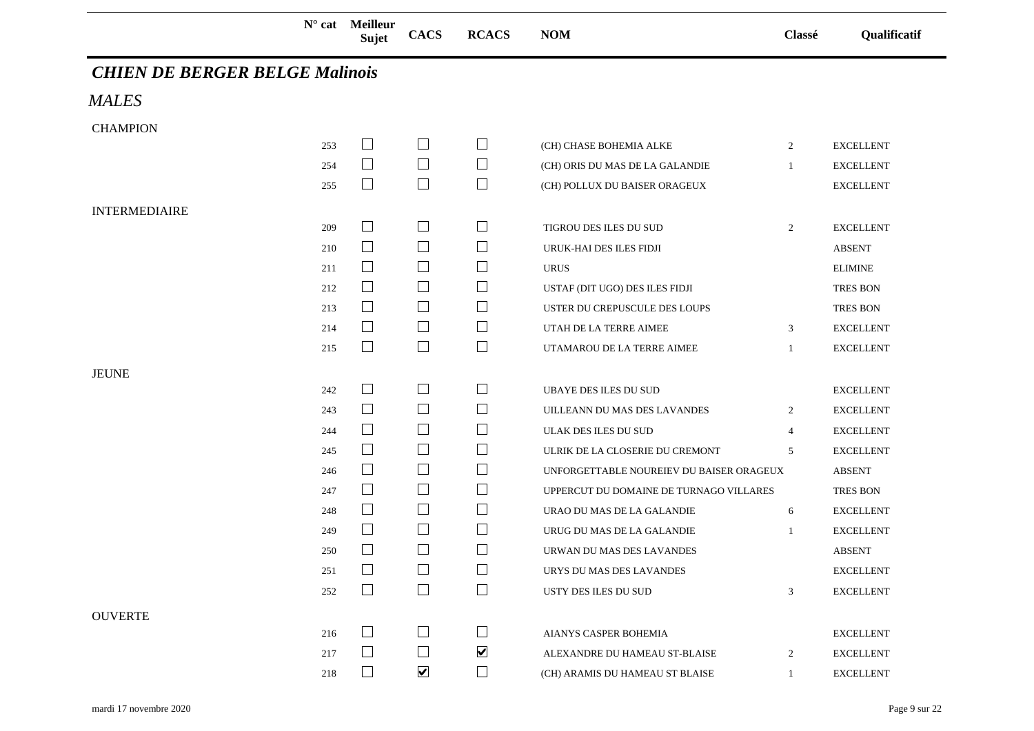| N° cat | Meilleur Sujet | CACS | RCACS | NOM | Classé | Qualificatif |
|---|---|---|---|---|---|---|

## *CHIEN DE BERGER BELGE Malinois*

### *MALES*

CHAMPION

| N° cat | Meilleur Sujet | CACS | RCACS | NOM | Classé | Qualificatif |
|---|---|---|---|---|---|---|
| 253 | ☐ | ☐ | ☐ | (CH) CHASE BOHEMIA ALKE | 2 | EXCELLENT |
| 254 | ☐ | ☐ | ☐ | (CH) ORIS DU MAS DE LA GALANDIE | 1 | EXCELLENT |
| 255 | ☐ | ☐ | ☐ | (CH) POLLUX DU BAISER ORAGEUX | | EXCELLENT |

INTERMEDIAIRE

| N° cat | Meilleur Sujet | CACS | RCACS | NOM | Classé | Qualificatif |
|---|---|---|---|---|---|---|
| 209 | ☐ | ☐ | ☐ | TIGROU DES ILES DU SUD | 2 | EXCELLENT |
| 210 | ☐ | ☐ | ☐ | URUK-HAI DES ILES FIDJI | | ABSENT |
| 211 | ☐ | ☐ | ☐ | URUS | | ELIMINE |
| 212 | ☐ | ☐ | ☐ | USTAF (DIT UGO) DES ILES FIDJI | | TRES BON |
| 213 | ☐ | ☐ | ☐ | USTER DU CREPUSCULE DES LOUPS | | TRES BON |
| 214 | ☐ | ☐ | ☐ | UTAH DE LA TERRE AIMEE | 3 | EXCELLENT |
| 215 | ☐ | ☐ | ☐ | UTAMAROU DE LA TERRE AIMEE | 1 | EXCELLENT |

JEUNE

| N° cat | Meilleur Sujet | CACS | RCACS | NOM | Classé | Qualificatif |
|---|---|---|---|---|---|---|
| 242 | ☐ | ☐ | ☐ | UBAYE DES ILES DU SUD | | EXCELLENT |
| 243 | ☐ | ☐ | ☐ | UILLEANN DU MAS DES LAVANDES | 2 | EXCELLENT |
| 244 | ☐ | ☐ | ☐ | ULAK DES ILES DU SUD | 4 | EXCELLENT |
| 245 | ☐ | ☐ | ☐ | ULRIK DE LA CLOSERIE DU CREMONT | 5 | EXCELLENT |
| 246 | ☐ | ☐ | ☐ | UNFORGETTABLE NOUREIEV DU BAISER ORAGEUX | | ABSENT |
| 247 | ☐ | ☐ | ☐ | UPPERCUT DU DOMAINE DE TURNAGO VILLARES | | TRES BON |
| 248 | ☐ | ☐ | ☐ | URAO DU MAS DE LA GALANDIE | 6 | EXCELLENT |
| 249 | ☐ | ☐ | ☐ | URUG DU MAS DE LA GALANDIE | 1 | EXCELLENT |
| 250 | ☐ | ☐ | ☐ | URWAN DU MAS DES LAVANDES | | ABSENT |
| 251 | ☐ | ☐ | ☐ | URYS DU MAS DES LAVANDES | | EXCELLENT |
| 252 | ☐ | ☐ | ☐ | USTY DES ILES DU SUD | 3 | EXCELLENT |

OUVERTE

| N° cat | Meilleur Sujet | CACS | RCACS | NOM | Classé | Qualificatif |
|---|---|---|---|---|---|---|
| 216 | ☐ | ☐ | ☐ | AIANYS CASPER BOHEMIA | | EXCELLENT |
| 217 | ☐ | ☐ | ☑ | ALEXANDRE DU HAMEAU ST-BLAISE | 2 | EXCELLENT |
| 218 | ☐ | ☑ | ☐ | (CH) ARAMIS DU HAMEAU ST BLAISE | 1 | EXCELLENT |

mardi 17 novembre 2020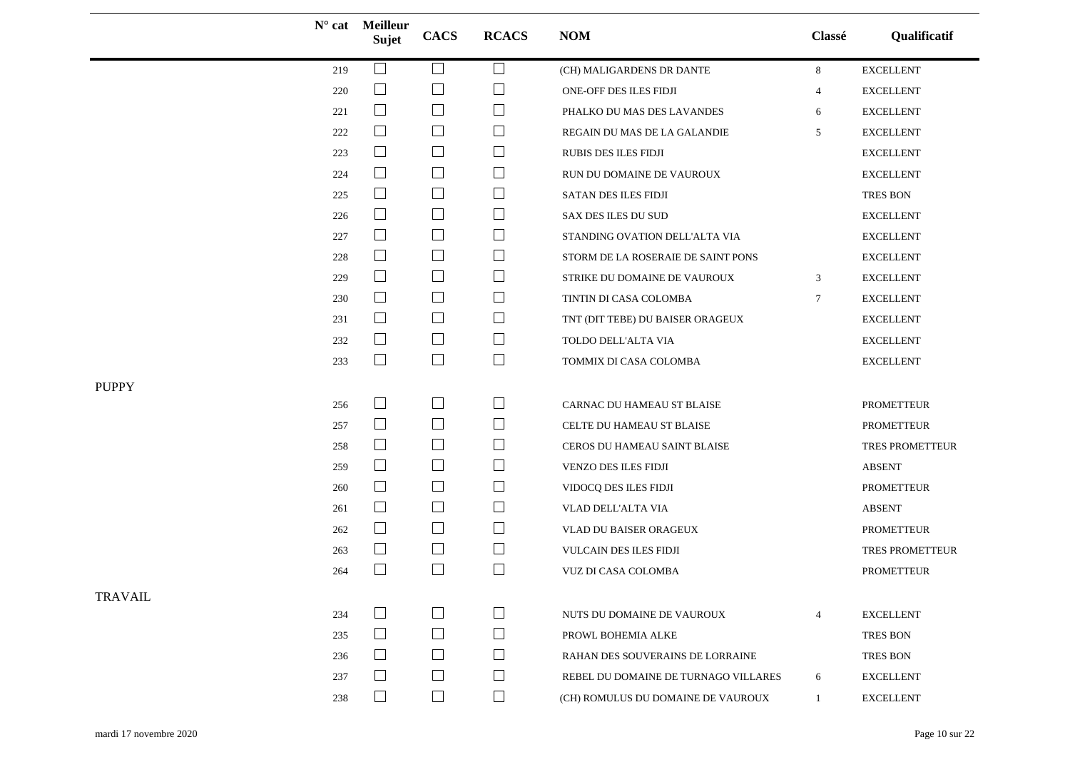| | N° cat | Meilleur Sujet | CACS | RCACS | NOM | Classé | Qualificatif |
|---|---|---|---|---|---|---|---|
| | 219 | ☐ | ☐ | ☐ | (CH) MALIGARDENS DR DANTE | 8 | EXCELLENT |
| | 220 | ☐ | ☐ | ☐ | ONE-OFF DES ILES FIDJI | 4 | EXCELLENT |
| | 221 | ☐ | ☐ | ☐ | PHALKO DU MAS DES LAVANDES | 6 | EXCELLENT |
| | 222 | ☐ | ☐ | ☐ | REGAIN DU MAS DE LA GALANDIE | 5 | EXCELLENT |
| | 223 | ☐ | ☐ | ☐ | RUBIS DES ILES FIDJI | | EXCELLENT |
| | 224 | ☐ | ☐ | ☐ | RUN DU DOMAINE DE VAUROUX | | EXCELLENT |
| | 225 | ☐ | ☐ | ☐ | SATAN DES ILES FIDJI | | TRES BON |
| | 226 | ☐ | ☐ | ☐ | SAX DES ILES DU SUD | | EXCELLENT |
| | 227 | ☐ | ☐ | ☐ | STANDING OVATION DELL'ALTA VIA | | EXCELLENT |
| | 228 | ☐ | ☐ | ☐ | STORM DE LA ROSERAIE DE SAINT PONS | | EXCELLENT |
| | 229 | ☐ | ☐ | ☐ | STRIKE DU DOMAINE DE VAUROUX | 3 | EXCELLENT |
| | 230 | ☐ | ☐ | ☐ | TINTIN DI CASA COLOMBA | 7 | EXCELLENT |
| | 231 | ☐ | ☐ | ☐ | TNT (DIT TEBE) DU BAISER ORAGEUX | | EXCELLENT |
| | 232 | ☐ | ☐ | ☐ | TOLDO DELL'ALTA VIA | | EXCELLENT |
| | 233 | ☐ | ☐ | ☐ | TOMMIX DI CASA COLOMBA | | EXCELLENT |
| PUPPY | | | | | | | |
| | 256 | ☐ | ☐ | ☐ | CARNAC DU HAMEAU ST BLAISE | | PROMETTEUR |
| | 257 | ☐ | ☐ | ☐ | CELTE DU HAMEAU ST BLAISE | | PROMETTEUR |
| | 258 | ☐ | ☐ | ☐ | CEROS DU HAMEAU SAINT BLAISE | | TRES PROMETTEUR |
| | 259 | ☐ | ☐ | ☐ | VENZO DES ILES FIDJI | | ABSENT |
| | 260 | ☐ | ☐ | ☐ | VIDOCQ DES ILES FIDJI | | PROMETTEUR |
| | 261 | ☐ | ☐ | ☐ | VLAD DELL'ALTA VIA | | ABSENT |
| | 262 | ☐ | ☐ | ☐ | VLAD DU BAISER ORAGEUX | | PROMETTEUR |
| | 263 | ☐ | ☐ | ☐ | VULCAIN DES ILES FIDJI | | TRES PROMETTEUR |
| | 264 | ☐ | ☐ | ☐ | VUZ DI CASA COLOMBA | | PROMETTEUR |
| TRAVAIL | | | | | | | |
| | 234 | ☐ | ☐ | ☐ | NUTS DU DOMAINE DE VAUROUX | 4 | EXCELLENT |
| | 235 | ☐ | ☐ | ☐ | PROWL BOHEMIA ALKE | | TRES BON |
| | 236 | ☐ | ☐ | ☐ | RAHAN DES SOUVERAINS DE LORRAINE | | TRES BON |
| | 237 | ☐ | ☐ | ☐ | REBEL DU DOMAINE DE TURNAGO VILLARES | 6 | EXCELLENT |
| | 238 | ☐ | ☐ | ☐ | (CH) ROMULUS DU DOMAINE DE VAUROUX | 1 | EXCELLENT |

mardi 17 novembre 2020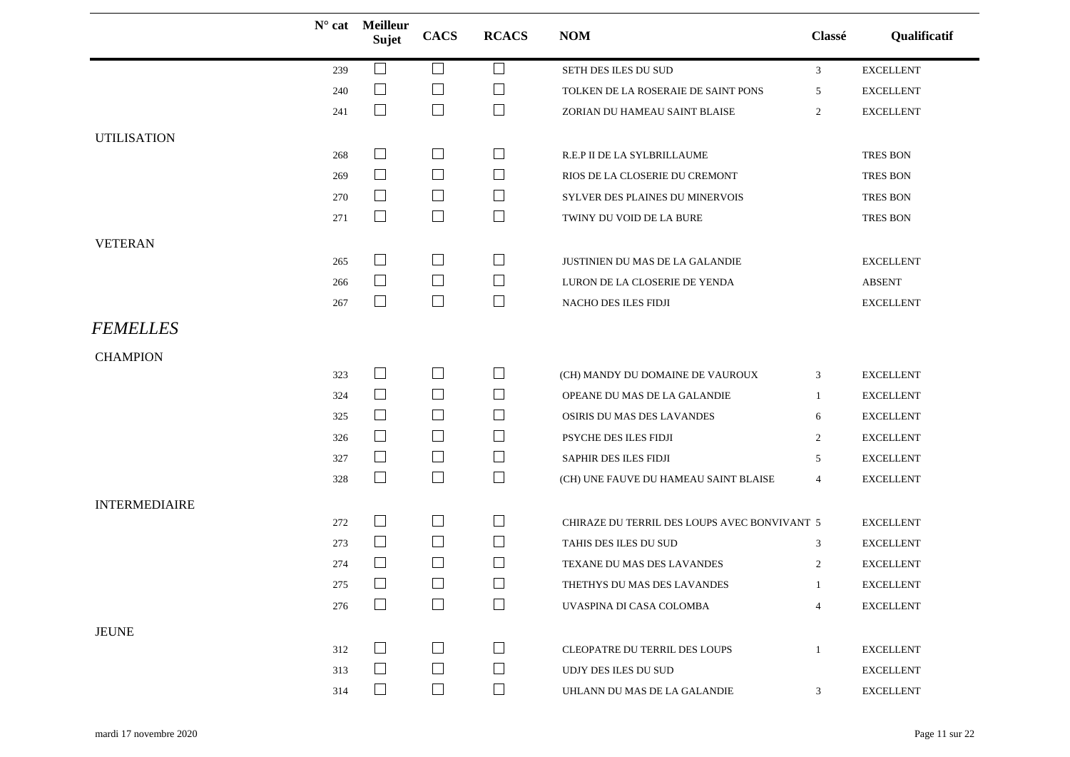| | N° cat | Meilleur Sujet | CACS | RCACS | NOM | Classé | Qualificatif |
|---|---|---|---|---|---|---|---|
| | 239 | ☐ | ☐ | ☐ | SETH DES ILES DU SUD | 3 | EXCELLENT |
| | 240 | ☐ | ☐ | ☐ | TOLKEN DE LA ROSERAIE DE SAINT PONS | 5 | EXCELLENT |
| | 241 | ☐ | ☐ | ☐ | ZORIAN DU HAMEAU SAINT BLAISE | 2 | EXCELLENT |
| UTILISATION | | | | | | | |
| | 268 | ☐ | ☐ | ☐ | R.E.P II DE LA SYLBRILLAUME | | TRES BON |
| | 269 | ☐ | ☐ | ☐ | RIOS DE LA CLOSERIE DU CREMONT | | TRES BON |
| | 270 | ☐ | ☐ | ☐ | SYLVER DES PLAINES DU MINERVOIS | | TRES BON |
| | 271 | ☐ | ☐ | ☐ | TWINY DU VOID DE LA BURE | | TRES BON |
| VETERAN | | | | | | | |
| | 265 | ☐ | ☐ | ☐ | JUSTINIEN DU MAS DE LA GALANDIE | | EXCELLENT |
| | 266 | ☐ | ☐ | ☐ | LURON DE LA CLOSERIE DE YENDA | | ABSENT |
| | 267 | ☐ | ☐ | ☐ | NACHO DES ILES FIDJI | | EXCELLENT |

## *FEMELLES*

| | N° cat | Meilleur Sujet | CACS | RCACS | NOM | Classé | Qualificatif |
|---|---|---|---|---|---|---|---|
| CHAMPION | | | | | | | |
| | 323 | ☐ | ☐ | ☐ | (CH) MANDY DU DOMAINE DE VAUROUX | 3 | EXCELLENT |
| | 324 | ☐ | ☐ | ☐ | OPEANE DU MAS DE LA GALANDIE | 1 | EXCELLENT |
| | 325 | ☐ | ☐ | ☐ | OSIRIS DU MAS DES LAVANDES | 6 | EXCELLENT |
| | 326 | ☐ | ☐ | ☐ | PSYCHE DES ILES FIDJI | 2 | EXCELLENT |
| | 327 | ☐ | ☐ | ☐ | SAPHIR DES ILES FIDJI | 5 | EXCELLENT |
| | 328 | ☐ | ☐ | ☐ | (CH) UNE FAUVE DU HAMEAU SAINT BLAISE | 4 | EXCELLENT |
| INTERMEDIAIRE | | | | | | | |
| | 272 | ☐ | ☐ | ☐ | CHIRAZE DU TERRIL DES LOUPS AVEC BONVIVANT | 5 | EXCELLENT |
| | 273 | ☐ | ☐ | ☐ | TAHIS DES ILES DU SUD | 3 | EXCELLENT |
| | 274 | ☐ | ☐ | ☐ | TEXANE DU MAS DES LAVANDES | 2 | EXCELLENT |
| | 275 | ☐ | ☐ | ☐ | THETHYS DU MAS DES LAVANDES | 1 | EXCELLENT |
| | 276 | ☐ | ☐ | ☐ | UVASPINA DI CASA COLOMBA | 4 | EXCELLENT |
| JEUNE | | | | | | | |
| | 312 | ☐ | ☐ | ☐ | CLEOPATRE DU TERRIL DES LOUPS | 1 | EXCELLENT |
| | 313 | ☐ | ☐ | ☐ | UDJY DES ILES DU SUD | | EXCELLENT |
| | 314 | ☐ | ☐ | ☐ | UHLANN DU MAS DE LA GALANDIE | 3 | EXCELLENT |

mardi 17 novembre 2020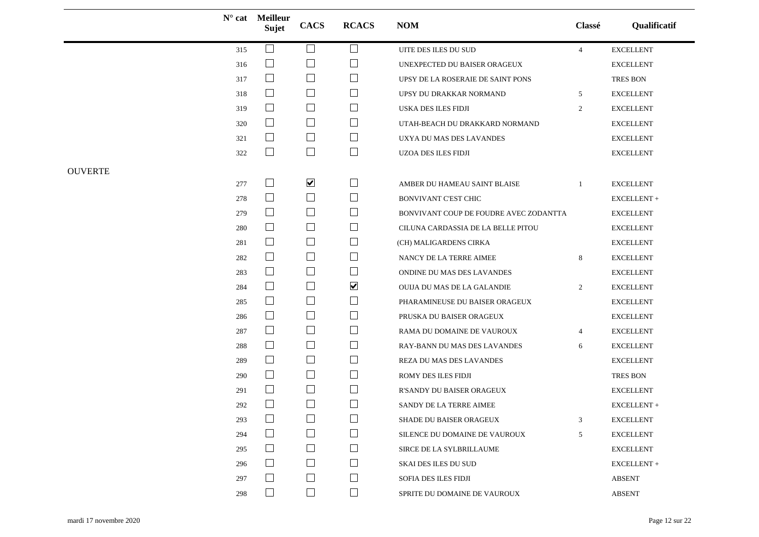| | N° cat | Meilleur Sujet | CACS | RCACS | NOM | Classé | Qualificatif |
|---|---|---|---|---|---|---|---|
| | 315 | ☐ | ☐ | ☐ | UITE DES ILES DU SUD | 4 | EXCELLENT |
| | 316 | ☐ | ☐ | ☐ | UNEXPECTED DU BAISER ORAGEUX | | EXCELLENT |
| | 317 | ☐ | ☐ | ☐ | UPSY DE LA ROSERAIE DE SAINT PONS | | TRES BON |
| | 318 | ☐ | ☐ | ☐ | UPSY DU DRAKKAR NORMAND | 5 | EXCELLENT |
| | 319 | ☐ | ☐ | ☐ | USKA DES ILES FIDJI | 2 | EXCELLENT |
| | 320 | ☐ | ☐ | ☐ | UTAH-BEACH DU DRAKKARD NORMAND | | EXCELLENT |
| | 321 | ☐ | ☐ | ☐ | UXYA DU MAS DES LAVANDES | | EXCELLENT |
| | 322 | ☐ | ☐ | ☐ | UZOA DES ILES FIDJI | | EXCELLENT |
| OUVERTE | | | | | | | |
| | 277 | ☐ | ☑ | ☐ | AMBER DU HAMEAU SAINT BLAISE | 1 | EXCELLENT |
| | 278 | ☐ | ☐ | ☐ | BONVIVANT C'EST CHIC | | EXCELLENT + |
| | 279 | ☐ | ☐ | ☐ | BONVIVANT COUP DE FOUDRE AVEC ZODANTTA | | EXCELLENT |
| | 280 | ☐ | ☐ | ☐ | CILUNA CARDASSIA DE LA BELLE PITOU | | EXCELLENT |
| | 281 | ☐ | ☐ | ☐ | (CH) MALIGARDENS CIRKA | | EXCELLENT |
| | 282 | ☐ | ☐ | ☐ | NANCY DE LA TERRE AIMEE | 8 | EXCELLENT |
| | 283 | ☐ | ☐ | ☐ | ONDINE DU MAS DES LAVANDES | | EXCELLENT |
| | 284 | ☐ | ☐ | ☑ | OUIJA DU MAS DE LA GALANDIE | 2 | EXCELLENT |
| | 285 | ☐ | ☐ | ☐ | PHARAMINEUSE DU BAISER ORAGEUX | | EXCELLENT |
| | 286 | ☐ | ☐ | ☐ | PRUSKA DU BAISER ORAGEUX | | EXCELLENT |
| | 287 | ☐ | ☐ | ☐ | RAMA DU DOMAINE DE VAUROUX | 4 | EXCELLENT |
| | 288 | ☐ | ☐ | ☐ | RAY-BANN DU MAS DES LAVANDES | 6 | EXCELLENT |
| | 289 | ☐ | ☐ | ☐ | REZA DU MAS DES LAVANDES | | EXCELLENT |
| | 290 | ☐ | ☐ | ☐ | ROMY DES ILES FIDJI | | TRES BON |
| | 291 | ☐ | ☐ | ☐ | R'SANDY DU BAISER ORAGEUX | | EXCELLENT |
| | 292 | ☐ | ☐ | ☐ | SANDY DE LA TERRE AIMEE | | EXCELLENT + |
| | 293 | ☐ | ☐ | ☐ | SHADE DU BAISER ORAGEUX | 3 | EXCELLENT |
| | 294 | ☐ | ☐ | ☐ | SILENCE DU DOMAINE DE VAUROUX | 5 | EXCELLENT |
| | 295 | ☐ | ☐ | ☐ | SIRCE DE LA SYLBRILLAUME | | EXCELLENT |
| | 296 | ☐ | ☐ | ☐ | SKAI DES ILES DU SUD | | EXCELLENT + |
| | 297 | ☐ | ☐ | ☐ | SOFIA DES ILES FIDJI | | ABSENT |
| | 298 | ☐ | ☐ | ☐ | SPRITE DU DOMAINE DE VAUROUX | | ABSENT |

mardi 17 novembre 2020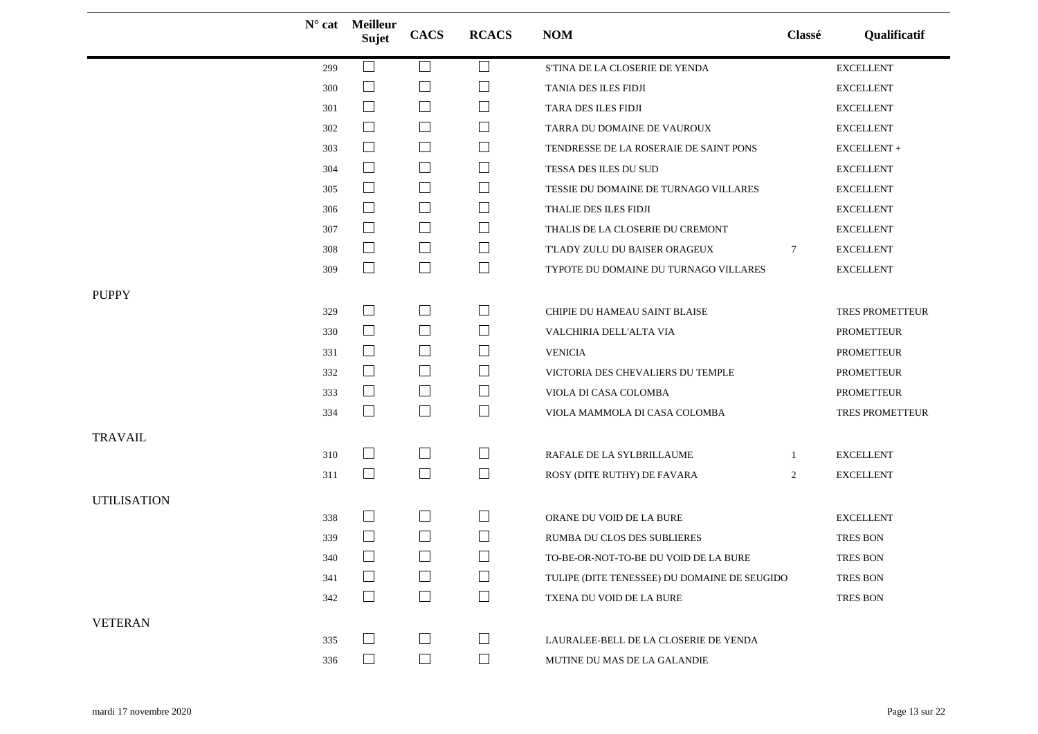| | N° cat | Meilleur Sujet | CACS | RCACS | NOM | Classé | Qualificatif |
|---|---|---|---|---|---|---|---|
| | 299 | ☐ | ☐ | ☐ | S'TINA DE LA CLOSERIE DE YENDA | | EXCELLENT |
| | 300 | ☐ | ☐ | ☐ | TANIA DES ILES FIDJI | | EXCELLENT |
| | 301 | ☐ | ☐ | ☐ | TARA DES ILES FIDJI | | EXCELLENT |
| | 302 | ☐ | ☐ | ☐ | TARRA DU DOMAINE DE VAUROUX | | EXCELLENT |
| | 303 | ☐ | ☐ | ☐ | TENDRESSE DE LA ROSERAIE DE SAINT PONS | | EXCELLENT + |
| | 304 | ☐ | ☐ | ☐ | TESSA DES ILES DU SUD | | EXCELLENT |
| | 305 | ☐ | ☐ | ☐ | TESSIE DU DOMAINE DE TURNAGO VILLARES | | EXCELLENT |
| | 306 | ☐ | ☐ | ☐ | THALIE DES ILES FIDJI | | EXCELLENT |
| | 307 | ☐ | ☐ | ☐ | THALIS DE LA CLOSERIE DU CREMONT | | EXCELLENT |
| | 308 | ☐ | ☐ | ☐ | T'LADY ZULU DU BAISER ORAGEUX | 7 | EXCELLENT |
| | 309 | ☐ | ☐ | ☐ | TYPOTE DU DOMAINE DU TURNAGO VILLARES | | EXCELLENT |
| PUPPY | | | | | | | |
| | 329 | ☐ | ☐ | ☐ | CHIPIE DU HAMEAU SAINT BLAISE | | TRES PROMETTEUR |
| | 330 | ☐ | ☐ | ☐ | VALCHIRIA DELL'ALTA VIA | | PROMETTEUR |
| | 331 | ☐ | ☐ | ☐ | VENICIA | | PROMETTEUR |
| | 332 | ☐ | ☐ | ☐ | VICTORIA DES CHEVALIERS DU TEMPLE | | PROMETTEUR |
| | 333 | ☐ | ☐ | ☐ | VIOLA DI CASA COLOMBA | | PROMETTEUR |
| | 334 | ☐ | ☐ | ☐ | VIOLA MAMMOLA DI CASA COLOMBA | | TRES PROMETTEUR |
| TRAVAIL | | | | | | | |
| | 310 | ☐ | ☐ | ☐ | RAFALE DE LA SYLBRILLAUME | 1 | EXCELLENT |
| | 311 | ☐ | ☐ | ☐ | ROSY (DITE RUTHY) DE FAVARA | 2 | EXCELLENT |
| UTILISATION | | | | | | | |
| | 338 | ☐ | ☐ | ☐ | ORANE DU VOID DE LA BURE | | EXCELLENT |
| | 339 | ☐ | ☐ | ☐ | RUMBA DU CLOS DES SUBLIERES | | TRES BON |
| | 340 | ☐ | ☐ | ☐ | TO-BE-OR-NOT-TO-BE DU VOID DE LA BURE | | TRES BON |
| | 341 | ☐ | ☐ | ☐ | TULIPE (DITE TENESSEE) DU DOMAINE DE SEUGIDO | | TRES BON |
| | 342 | ☐ | ☐ | ☐ | TXENA DU VOID DE LA BURE | | TRES BON |
| VETERAN | | | | | | | |
| | 335 | ☐ | ☐ | ☐ | LAURALEE-BELL DE LA CLOSERIE DE YENDA | | |
| | 336 | ☐ | ☐ | ☐ | MUTINE DU MAS DE LA GALANDIE | | |

mardi 17 novembre 2020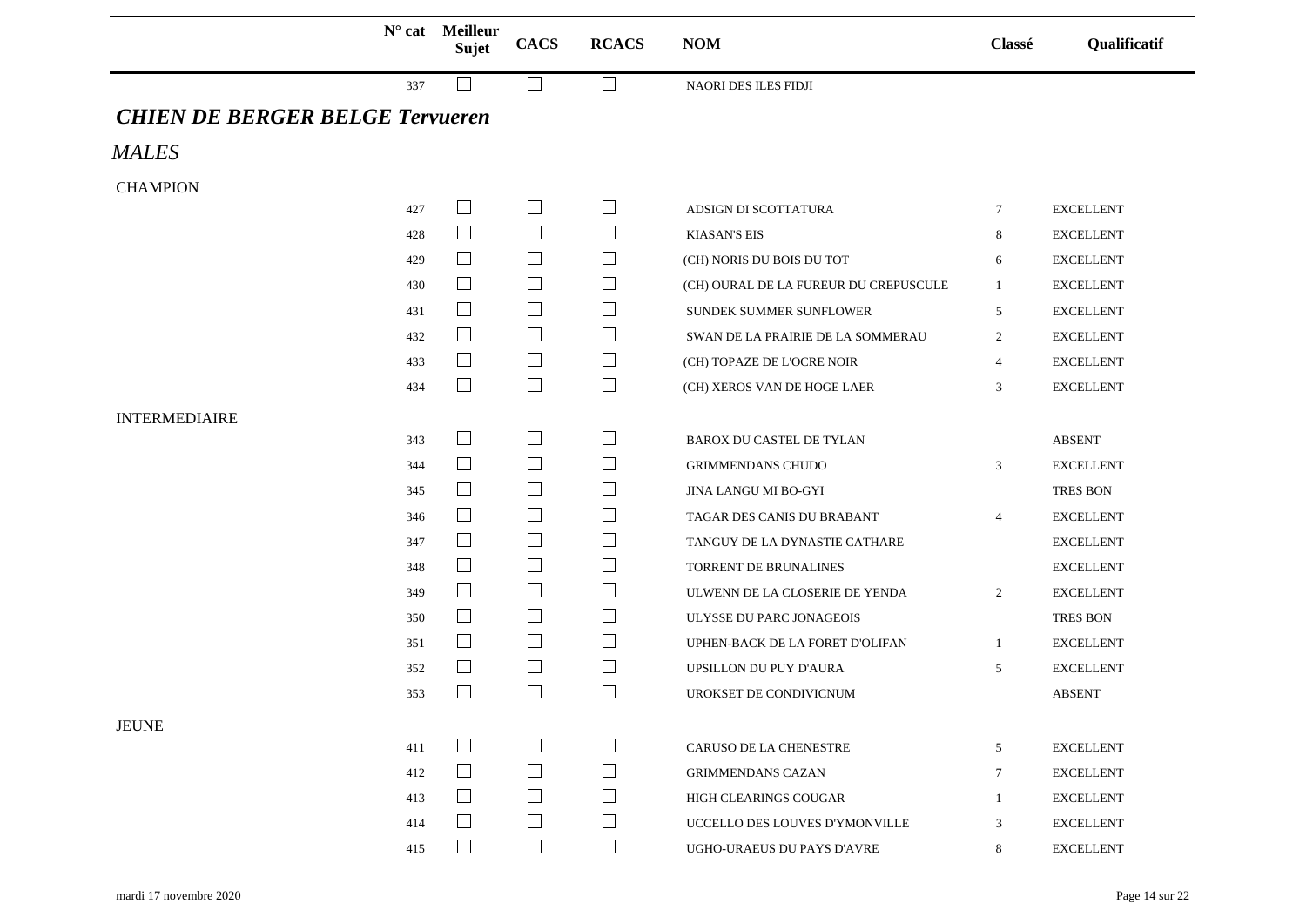| N° cat | Meilleur Sujet | CACS | RCACS | NOM | Classé | Qualificatif |
|---|---|---|---|---|---|---|
| 337 | ☐ | ☐ | ☐ | NAORI DES ILES FIDJI | | |

## *CHIEN DE BERGER BELGE Tervueren*

### *MALES*

CHAMPION

| N° cat | Meilleur Sujet | CACS | RCACS | NOM | Classé | Qualificatif |
|---|---|---|---|---|---|---|
| 427 | ☐ | ☐ | ☐ | ADSIGN DI SCOTTATURA | 7 | EXCELLENT |
| 428 | ☐ | ☐ | ☐ | KIASAN'S EIS | 8 | EXCELLENT |
| 429 | ☐ | ☐ | ☐ | (CH) NORIS DU BOIS DU TOT | 6 | EXCELLENT |
| 430 | ☐ | ☐ | ☐ | (CH) OURAL DE LA FUREUR DU CREPUSCULE | 1 | EXCELLENT |
| 431 | ☐ | ☐ | ☐ | SUNDEK SUMMER SUNFLOWER | 5 | EXCELLENT |
| 432 | ☐ | ☐ | ☐ | SWAN DE LA PRAIRIE DE LA SOMMERAU | 2 | EXCELLENT |
| 433 | ☐ | ☐ | ☐ | (CH) TOPAZE DE L'OCRE NOIR | 4 | EXCELLENT |
| 434 | ☐ | ☐ | ☐ | (CH) XEROS VAN DE HOGE LAER | 3 | EXCELLENT |

INTERMEDIAIRE

| N° cat | Meilleur Sujet | CACS | RCACS | NOM | Classé | Qualificatif |
|---|---|---|---|---|---|---|
| 343 | ☐ | ☐ | ☐ | BAROX DU CASTEL DE TYLAN | | ABSENT |
| 344 | ☐ | ☐ | ☐ | GRIMMENDANS CHUDO | 3 | EXCELLENT |
| 345 | ☐ | ☐ | ☐ | JINA LANGU MI BO-GYI | | TRES BON |
| 346 | ☐ | ☐ | ☐ | TAGAR DES CANIS DU BRABANT | 4 | EXCELLENT |
| 347 | ☐ | ☐ | ☐ | TANGUY DE LA DYNASTIE CATHARE | | EXCELLENT |
| 348 | ☐ | ☐ | ☐ | TORRENT DE BRUNALINES | | EXCELLENT |
| 349 | ☐ | ☐ | ☐ | ULWENN DE LA CLOSERIE DE YENDA | 2 | EXCELLENT |
| 350 | ☐ | ☐ | ☐ | ULYSSE DU PARC JONAGEOIS | | TRES BON |
| 351 | ☐ | ☐ | ☐ | UPHEN-BACK DE LA FORET D'OLIFAN | 1 | EXCELLENT |
| 352 | ☐ | ☐ | ☐ | UPSILLON DU PUY D'AURA | 5 | EXCELLENT |
| 353 | ☐ | ☐ | ☐ | UROKSET DE CONDIVICNUM | | ABSENT |

JEUNE

| N° cat | Meilleur Sujet | CACS | RCACS | NOM | Classé | Qualificatif |
|---|---|---|---|---|---|---|
| 411 | ☐ | ☐ | ☐ | CARUSO DE LA CHENESTRE | 5 | EXCELLENT |
| 412 | ☐ | ☐ | ☐ | GRIMMENDANS CAZAN | 7 | EXCELLENT |
| 413 | ☐ | ☐ | ☐ | HIGH CLEARINGS COUGAR | 1 | EXCELLENT |
| 414 | ☐ | ☐ | ☐ | UCCELLO DES LOUVES D'YMONVILLE | 3 | EXCELLENT |
| 415 | ☐ | ☐ | ☐ | UGHO-URAEUS DU PAYS D'AVRE | 8 | EXCELLENT |

mardi 17 novembre 2020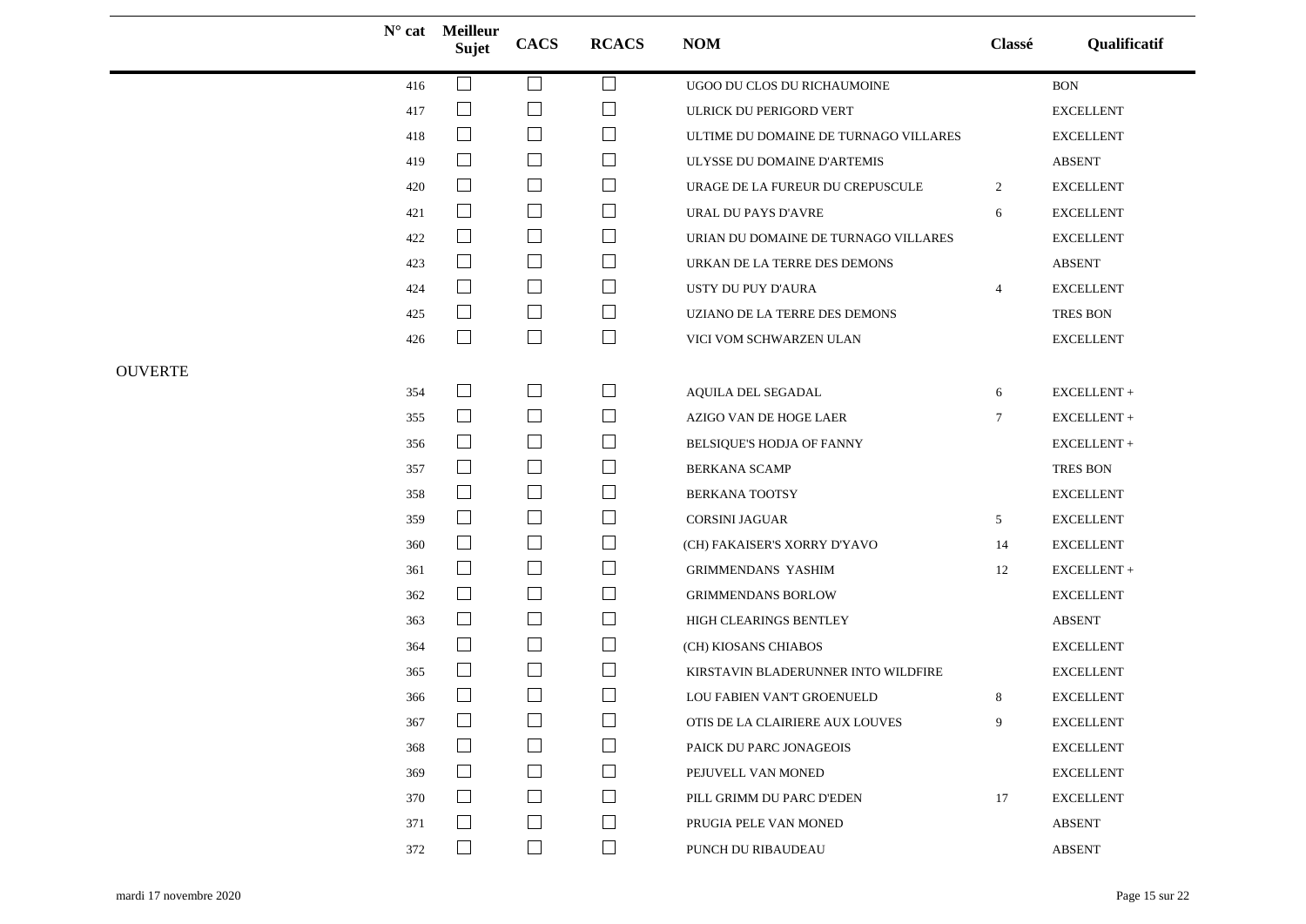| N° cat | Meilleur Sujet | CACS | RCACS | NOM | Classé | Qualificatif |
|---|---|---|---|---|---|---|
| 416 | ☐ | ☐ | ☐ | UGOO DU CLOS DU RICHAUMOINE | | BON |
| 417 | ☐ | ☐ | ☐ | ULRICK DU PERIGORD VERT | | EXCELLENT |
| 418 | ☐ | ☐ | ☐ | ULTIME DU DOMAINE DE TURNAGO VILLARES | | EXCELLENT |
| 419 | ☐ | ☐ | ☐ | ULYSSE DU DOMAINE D'ARTEMIS | | ABSENT |
| 420 | ☐ | ☐ | ☐ | URAGE DE LA FUREUR DU CREPUSCULE | 2 | EXCELLENT |
| 421 | ☐ | ☐ | ☐ | URAL DU PAYS D'AVRE | 6 | EXCELLENT |
| 422 | ☐ | ☐ | ☐ | URIAN DU DOMAINE DE TURNAGO VILLARES | | EXCELLENT |
| 423 | ☐ | ☐ | ☐ | URKAN DE LA TERRE DES DEMONS | | ABSENT |
| 424 | ☐ | ☐ | ☐ | USTY DU PUY D'AURA | 4 | EXCELLENT |
| 425 | ☐ | ☐ | ☐ | UZIANO DE LA TERRE DES DEMONS | | TRES BON |
| 426 | ☐ | ☐ | ☐ | VICI VOM SCHWARZEN ULAN | | EXCELLENT |

OUVERTE

| N° cat | Meilleur Sujet | CACS | RCACS | NOM | Classé | Qualificatif |
|---|---|---|---|---|---|---|
| 354 | ☐ | ☐ | ☐ | AQUILA DEL SEGADAL | 6 | EXCELLENT + |
| 355 | ☐ | ☐ | ☐ | AZIGO VAN DE HOGE LAER | 7 | EXCELLENT + |
| 356 | ☐ | ☐ | ☐ | BELSIQUE'S HODJA OF FANNY | | EXCELLENT + |
| 357 | ☐ | ☐ | ☐ | BERKANA SCAMP | | TRES BON |
| 358 | ☐ | ☐ | ☐ | BERKANA TOOTSY | | EXCELLENT |
| 359 | ☐ | ☐ | ☐ | CORSINI JAGUAR | 5 | EXCELLENT |
| 360 | ☐ | ☐ | ☐ | (CH) FAKAISER'S XORRY D'YAVO | 14 | EXCELLENT |
| 361 | ☐ | ☐ | ☐ | GRIMMENDANS YASHIM | 12 | EXCELLENT + |
| 362 | ☐ | ☐ | ☐ | GRIMMENDANS BORLOW | | EXCELLENT |
| 363 | ☐ | ☐ | ☐ | HIGH CLEARINGS BENTLEY | | ABSENT |
| 364 | ☐ | ☐ | ☐ | (CH) KIOSANS CHIABOS | | EXCELLENT |
| 365 | ☐ | ☐ | ☐ | KIRSTAVIN BLADERUNNER INTO WILDFIRE | | EXCELLENT |
| 366 | ☐ | ☐ | ☐ | LOU FABIEN VAN'T GROENUELD | 8 | EXCELLENT |
| 367 | ☐ | ☐ | ☐ | OTIS DE LA CLAIRIERE AUX LOUVES | 9 | EXCELLENT |
| 368 | ☐ | ☐ | ☐ | PAICK DU PARC JONAGEOIS | | EXCELLENT |
| 369 | ☐ | ☐ | ☐ | PEJUVELL VAN MONED | | EXCELLENT |
| 370 | ☐ | ☐ | ☐ | PILL GRIMM DU PARC D'EDEN | 17 | EXCELLENT |
| 371 | ☐ | ☐ | ☐ | PRUGIA PELE VAN MONED | | ABSENT |
| 372 | ☐ | ☐ | ☐ | PUNCH DU RIBAUDEAU | | ABSENT |

mardi 17 novembre 2020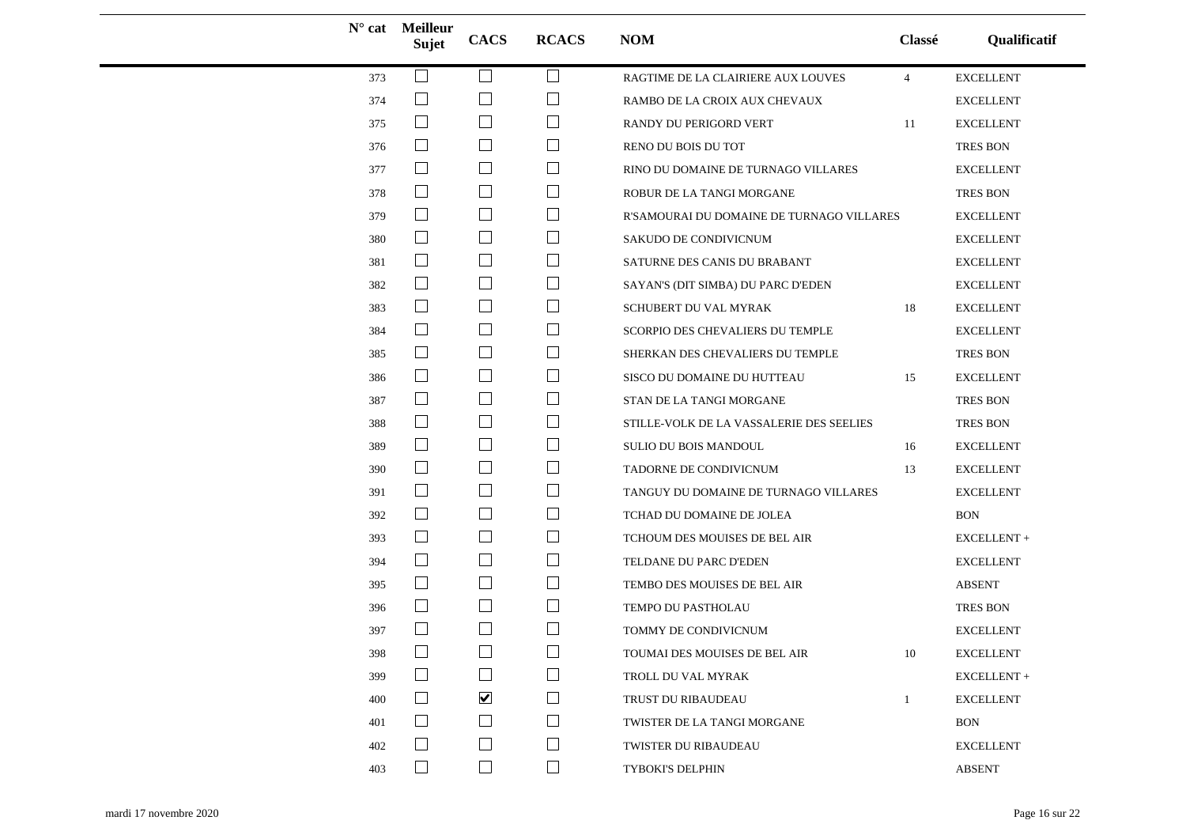| N° cat | Meilleur Sujet | CACS | RCACS | NOM | Classé | Qualificatif |
|---|---|---|---|---|---|---|
| 373 | ☐ | ☐ | ☐ | RAGTIME DE LA CLAIRIERE AUX LOUVES | 4 | EXCELLENT |
| 374 | ☐ | ☐ | ☐ | RAMBO DE LA CROIX AUX CHEVAUX | | EXCELLENT |
| 375 | ☐ | ☐ | ☐ | RANDY DU PERIGORD VERT | 11 | EXCELLENT |
| 376 | ☐ | ☐ | ☐ | RENO DU BOIS DU TOT | | TRES BON |
| 377 | ☐ | ☐ | ☐ | RINO DU DOMAINE DE TURNAGO VILLARES | | EXCELLENT |
| 378 | ☐ | ☐ | ☐ | ROBUR DE LA TANGI MORGANE | | TRES BON |
| 379 | ☐ | ☐ | ☐ | R'SAMOURAI DU DOMAINE DE TURNAGO VILLARES | | EXCELLENT |
| 380 | ☐ | ☐ | ☐ | SAKUDO DE CONDIVICNUM | | EXCELLENT |
| 381 | ☐ | ☐ | ☐ | SATURNE DES CANIS DU BRABANT | | EXCELLENT |
| 382 | ☐ | ☐ | ☐ | SAYAN'S (DIT SIMBA) DU PARC D'EDEN | | EXCELLENT |
| 383 | ☐ | ☐ | ☐ | SCHUBERT DU VAL MYRAK | 18 | EXCELLENT |
| 384 | ☐ | ☐ | ☐ | SCORPIO DES CHEVALIERS DU TEMPLE | | EXCELLENT |
| 385 | ☐ | ☐ | ☐ | SHERKAN DES CHEVALIERS DU TEMPLE | | TRES BON |
| 386 | ☐ | ☐ | ☐ | SISCO DU DOMAINE DU HUTTEAU | 15 | EXCELLENT |
| 387 | ☐ | ☐ | ☐ | STAN DE LA TANGI MORGANE | | TRES BON |
| 388 | ☐ | ☐ | ☐ | STILLE-VOLK DE LA VASSALERIE DES SEELIES | | TRES BON |
| 389 | ☐ | ☐ | ☐ | SULIO DU BOIS MANDOUL | 16 | EXCELLENT |
| 390 | ☐ | ☐ | ☐ | TADORNE DE CONDIVICNUM | 13 | EXCELLENT |
| 391 | ☐ | ☐ | ☐ | TANGUY DU DOMAINE DE TURNAGO VILLARES | | EXCELLENT |
| 392 | ☐ | ☐ | ☐ | TCHAD DU DOMAINE DE JOLEA | | BON |
| 393 | ☐ | ☐ | ☐ | TCHOUM DES MOUISES DE BEL AIR | | EXCELLENT + |
| 394 | ☐ | ☐ | ☐ | TELDANE DU PARC D'EDEN | | EXCELLENT |
| 395 | ☐ | ☐ | ☐ | TEMBO DES MOUISES DE BEL AIR | | ABSENT |
| 396 | ☐ | ☐ | ☐ | TEMPO DU PASTHOLAU | | TRES BON |
| 397 | ☐ | ☐ | ☐ | TOMMY DE CONDIVICNUM | | EXCELLENT |
| 398 | ☐ | ☐ | ☐ | TOUMAI DES MOUISES DE BEL AIR | 10 | EXCELLENT |
| 399 | ☐ | ☐ | ☐ | TROLL DU VAL MYRAK | | EXCELLENT + |
| 400 | ☐ | ☑ | ☐ | TRUST DU RIBAUDEAU | 1 | EXCELLENT |
| 401 | ☐ | ☐ | ☐ | TWISTER DE LA TANGI MORGANE | | BON |
| 402 | ☐ | ☐ | ☐ | TWISTER DU RIBAUDEAU | | EXCELLENT |
| 403 | ☐ | ☐ | ☐ | TYBOKI'S DELPHIN | | ABSENT |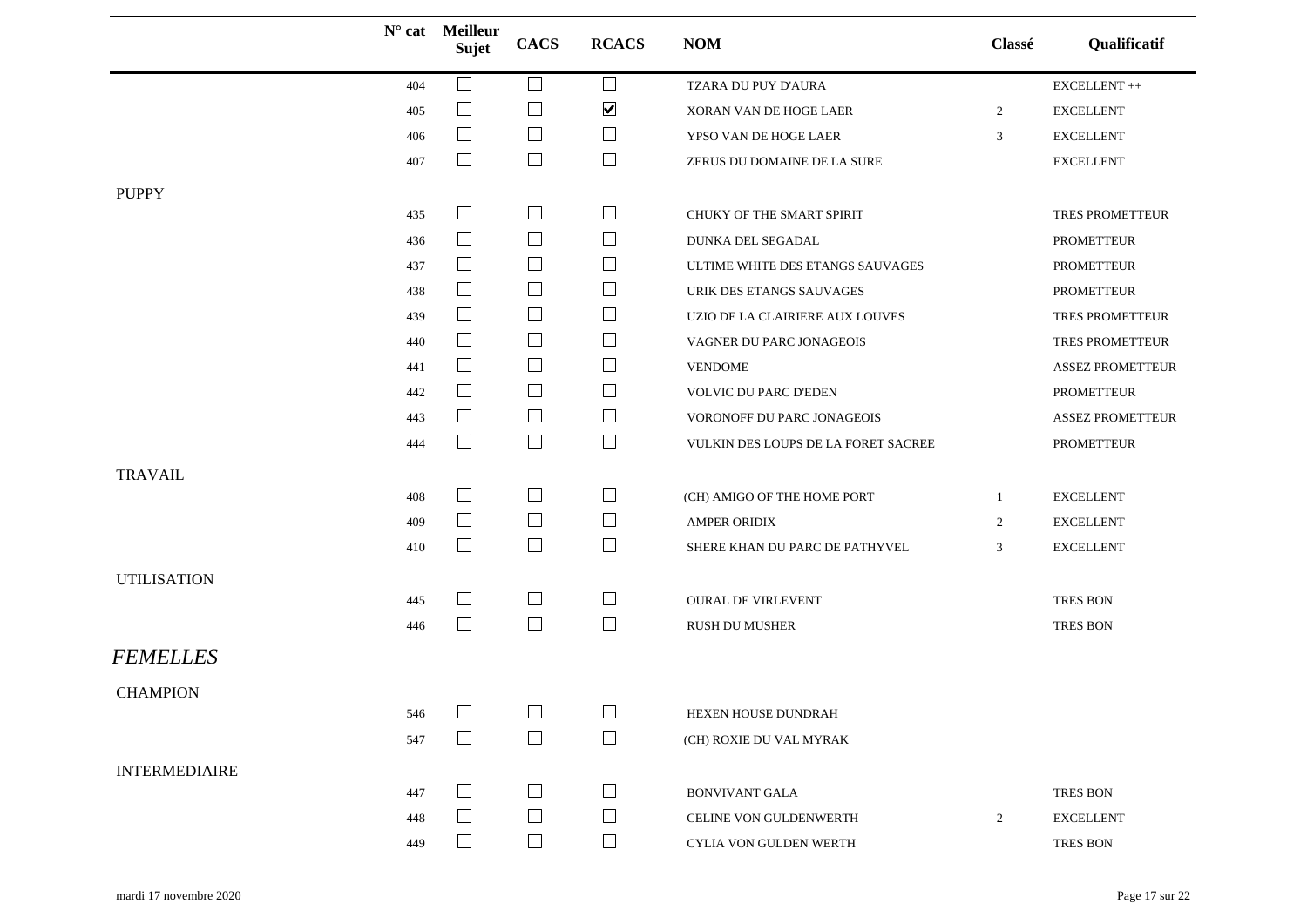| | N° cat | Meilleur Sujet | CACS | RCACS | NOM | Classé | Qualificatif |
|---|---|---|---|---|---|---|---|
| | 404 | ☐ | ☐ | ☐ | TZARA DU PUY D'AURA | | EXCELLENT ++ |
| | 405 | ☐ | ☐ | ☑ | XORAN VAN DE HOGE LAER | 2 | EXCELLENT |
| | 406 | ☐ | ☐ | ☐ | YPSO VAN DE HOGE LAER | 3 | EXCELLENT |
| | 407 | ☐ | ☐ | ☐ | ZERUS DU DOMAINE DE LA SURE | | EXCELLENT |
| PUPPY | | | | | | | |
| | 435 | ☐ | ☐ | ☐ | CHUKY OF THE SMART SPIRIT | | TRES PROMETTEUR |
| | 436 | ☐ | ☐ | ☐ | DUNKA DEL SEGADAL | | PROMETTEUR |
| | 437 | ☐ | ☐ | ☐ | ULTIME WHITE DES ETANGS SAUVAGES | | PROMETTEUR |
| | 438 | ☐ | ☐ | ☐ | URIK DES ETANGS SAUVAGES | | PROMETTEUR |
| | 439 | ☐ | ☐ | ☐ | UZIO DE LA CLAIRIERE AUX LOUVES | | TRES PROMETTEUR |
| | 440 | ☐ | ☐ | ☐ | VAGNER DU PARC JONAGEOIS | | TRES PROMETTEUR |
| | 441 | ☐ | ☐ | ☐ | VENDOME | | ASSEZ PROMETTEUR |
| | 442 | ☐ | ☐ | ☐ | VOLVIC DU PARC D'EDEN | | PROMETTEUR |
| | 443 | ☐ | ☐ | ☐ | VORONOFF DU PARC JONAGEOIS | | ASSEZ PROMETTEUR |
| | 444 | ☐ | ☐ | ☐ | VULKIN DES LOUPS DE LA FORET SACREE | | PROMETTEUR |
| TRAVAIL | | | | | | | |
| | 408 | ☐ | ☐ | ☐ | (CH) AMIGO OF THE HOME PORT | 1 | EXCELLENT |
| | 409 | ☐ | ☐ | ☐ | AMPER ORIDIX | 2 | EXCELLENT |
| | 410 | ☐ | ☐ | ☐ | SHERE KHAN DU PARC DE PATHYVEL | 3 | EXCELLENT |
| UTILISATION | | | | | | | |
| | 445 | ☐ | ☐ | ☐ | OURAL DE VIRLEVENT | | TRES BON |
| | 446 | ☐ | ☐ | ☐ | RUSH DU MUSHER | | TRES BON |

## *FEMELLES*

| | N° cat | Meilleur Sujet | CACS | RCACS | NOM | Classé | Qualificatif |
|---|---|---|---|---|---|---|---|
| CHAMPION | | | | | | | |
| | 546 | ☐ | ☐ | ☐ | HEXEN HOUSE DUNDRAH | | |
| | 547 | ☐ | ☐ | ☐ | (CH) ROXIE DU VAL MYRAK | | |
| INTERMEDIAIRE | | | | | | | |
| | 447 | ☐ | ☐ | ☐ | BONVIVANT GALA | | TRES BON |
| | 448 | ☐ | ☐ | ☐ | CELINE VON GULDENWERTH | 2 | EXCELLENT |
| | 449 | ☐ | ☐ | ☐ | CYLIA VON GULDEN WERTH | | TRES BON |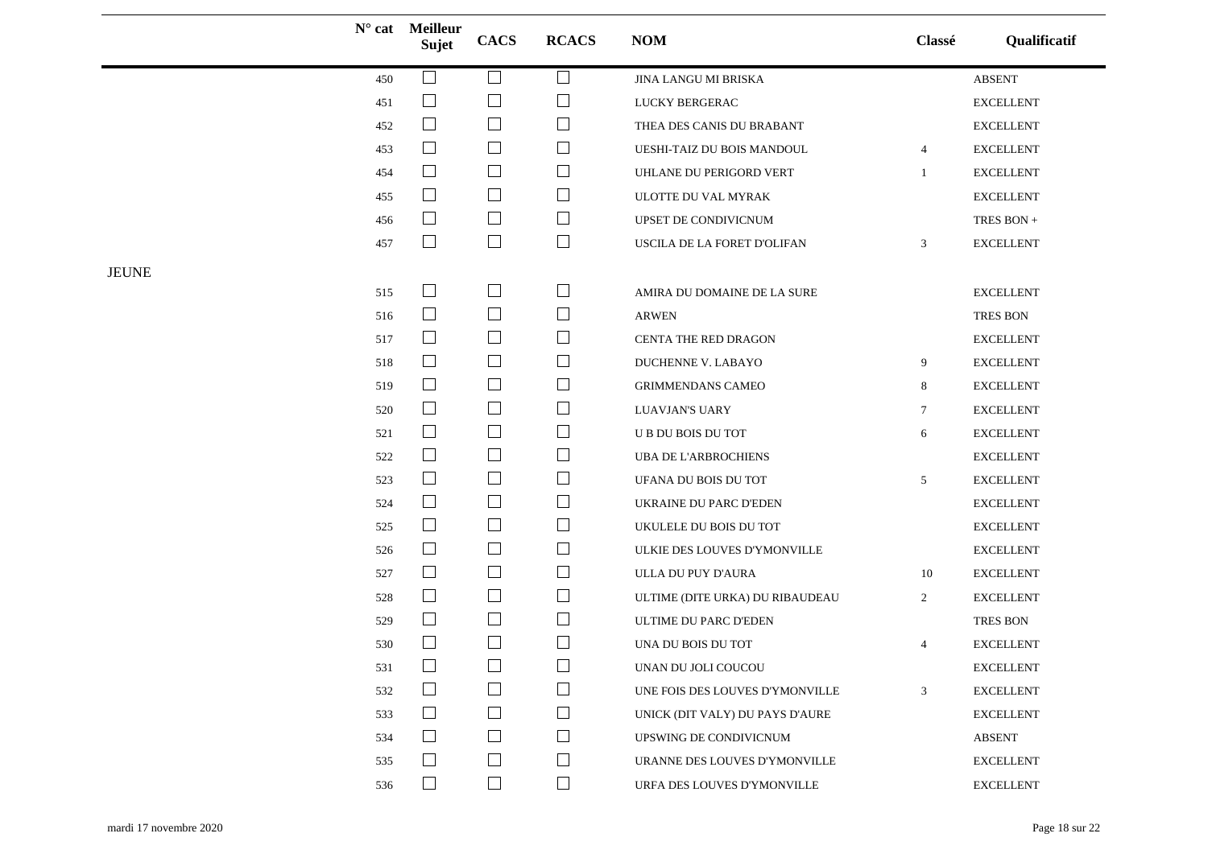| | N° cat | Meilleur Sujet | CACS | RCACS | NOM | Classé | Qualificatif |
|---|---|---|---|---|---|---|---|
| | 450 | ☐ | ☐ | ☐ | JINA LANGU MI BRISKA | | ABSENT |
| | 451 | ☐ | ☐ | ☐ | LUCKY BERGERAC | | EXCELLENT |
| | 452 | ☐ | ☐ | ☐ | THEA DES CANIS DU BRABANT | | EXCELLENT |
| | 453 | ☐ | ☐ | ☐ | UESHI-TAIZ DU BOIS MANDOUL | 4 | EXCELLENT |
| | 454 | ☐ | ☐ | ☐ | UHLANE DU PERIGORD VERT | 1 | EXCELLENT |
| | 455 | ☐ | ☐ | ☐ | ULOTTE DU VAL MYRAK | | EXCELLENT |
| | 456 | ☐ | ☐ | ☐ | UPSET DE CONDIVICNUM | | TRES BON + |
| | 457 | ☐ | ☐ | ☐ | USCILA DE LA FORET D'OLIFAN | 3 | EXCELLENT |
| JEUNE | | | | | | | |
| | 515 | ☐ | ☐ | ☐ | AMIRA DU DOMAINE DE LA SURE | | EXCELLENT |
| | 516 | ☐ | ☐ | ☐ | ARWEN | | TRES BON |
| | 517 | ☐ | ☐ | ☐ | CENTA THE RED DRAGON | | EXCELLENT |
| | 518 | ☐ | ☐ | ☐ | DUCHENNE V. LABAYO | 9 | EXCELLENT |
| | 519 | ☐ | ☐ | ☐ | GRIMMENDANS CAMEO | 8 | EXCELLENT |
| | 520 | ☐ | ☐ | ☐ | LUAVJAN'S UARY | 7 | EXCELLENT |
| | 521 | ☐ | ☐ | ☐ | U B DU BOIS DU TOT | 6 | EXCELLENT |
| | 522 | ☐ | ☐ | ☐ | UBA DE L'ARBROCHIENS | | EXCELLENT |
| | 523 | ☐ | ☐ | ☐ | UFANA DU BOIS DU TOT | 5 | EXCELLENT |
| | 524 | ☐ | ☐ | ☐ | UKRAINE DU PARC D'EDEN | | EXCELLENT |
| | 525 | ☐ | ☐ | ☐ | UKULELE DU BOIS DU TOT | | EXCELLENT |
| | 526 | ☐ | ☐ | ☐ | ULKIE DES LOUVES D'YMONVILLE | | EXCELLENT |
| | 527 | ☐ | ☐ | ☐ | ULLA DU PUY D'AURA | 10 | EXCELLENT |
| | 528 | ☐ | ☐ | ☐ | ULTIME (DITE URKA) DU RIBAUDEAU | 2 | EXCELLENT |
| | 529 | ☐ | ☐ | ☐ | ULTIME DU PARC D'EDEN | | TRES BON |
| | 530 | ☐ | ☐ | ☐ | UNA DU BOIS DU TOT | 4 | EXCELLENT |
| | 531 | ☐ | ☐ | ☐ | UNAN DU JOLI COUCOU | | EXCELLENT |
| | 532 | ☐ | ☐ | ☐ | UNE FOIS DES LOUVES D'YMONVILLE | 3 | EXCELLENT |
| | 533 | ☐ | ☐ | ☐ | UNICK (DIT VALY) DU PAYS D'AURE | | EXCELLENT |
| | 534 | ☐ | ☐ | ☐ | UPSWING DE CONDIVICNUM | | ABSENT |
| | 535 | ☐ | ☐ | ☐ | URANNE DES LOUVES D'YMONVILLE | | EXCELLENT |
| | 536 | ☐ | ☐ | ☐ | URFA DES LOUVES D'YMONVILLE | | EXCELLENT |

mardi 17 novembre 2020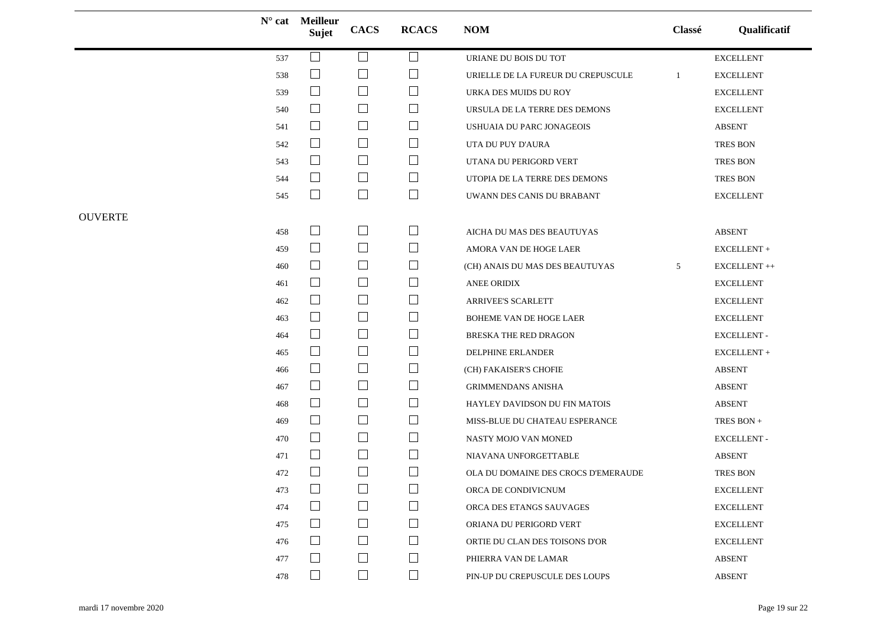| | N° cat | Meilleur Sujet | CACS | RCACS | NOM | Classé | Qualificatif |
|---|---|---|---|---|---|---|---|
| | 537 | ☐ | ☐ | ☐ | URIANE DU BOIS DU TOT | | EXCELLENT |
| | 538 | ☐ | ☐ | ☐ | URIELLE DE LA FUREUR DU CREPUSCULE | 1 | EXCELLENT |
| | 539 | ☐ | ☐ | ☐ | URKA DES MUIDS DU ROY | | EXCELLENT |
| | 540 | ☐ | ☐ | ☐ | URSULA DE LA TERRE DES DEMONS | | EXCELLENT |
| | 541 | ☐ | ☐ | ☐ | USHUAIA DU PARC JONAGEOIS | | ABSENT |
| | 542 | ☐ | ☐ | ☐ | UTA DU PUY D'AURA | | TRES BON |
| | 543 | ☐ | ☐ | ☐ | UTANA DU PERIGORD VERT | | TRES BON |
| | 544 | ☐ | ☐ | ☐ | UTOPIA DE LA TERRE DES DEMONS | | TRES BON |
| | 545 | ☐ | ☐ | ☐ | UWANN DES CANIS DU BRABANT | | EXCELLENT |
| OUVERTE | | | | | | | |
| | 458 | ☐ | ☐ | ☐ | AICHA DU MAS DES BEAUTUYAS | | ABSENT |
| | 459 | ☐ | ☐ | ☐ | AMORA VAN DE HOGE LAER | | EXCELLENT + |
| | 460 | ☐ | ☐ | ☐ | (CH) ANAIS DU MAS DES BEAUTUYAS | 5 | EXCELLENT ++ |
| | 461 | ☐ | ☐ | ☐ | ANEE ORIDIX | | EXCELLENT |
| | 462 | ☐ | ☐ | ☐ | ARRIVEE'S SCARLETT | | EXCELLENT |
| | 463 | ☐ | ☐ | ☐ | BOHEME VAN DE HOGE LAER | | EXCELLENT |
| | 464 | ☐ | ☐ | ☐ | BRESKA THE RED DRAGON | | EXCELLENT - |
| | 465 | ☐ | ☐ | ☐ | DELPHINE ERLANDER | | EXCELLENT + |
| | 466 | ☐ | ☐ | ☐ | (CH) FAKAISER'S CHOFIE | | ABSENT |
| | 467 | ☐ | ☐ | ☐ | GRIMMENDANS ANISHA | | ABSENT |
| | 468 | ☐ | ☐ | ☐ | HAYLEY DAVIDSON DU FIN MATOIS | | ABSENT |
| | 469 | ☐ | ☐ | ☐ | MISS-BLUE DU CHATEAU ESPERANCE | | TRES BON + |
| | 470 | ☐ | ☐ | ☐ | NASTY MOJO VAN MONED | | EXCELLENT - |
| | 471 | ☐ | ☐ | ☐ | NIAVANA UNFORGETTABLE | | ABSENT |
| | 472 | ☐ | ☐ | ☐ | OLA DU DOMAINE DES CROCS D'EMERAUDE | | TRES BON |
| | 473 | ☐ | ☐ | ☐ | ORCA DE CONDIVICNUM | | EXCELLENT |
| | 474 | ☐ | ☐ | ☐ | ORCA DES ETANGS SAUVAGES | | EXCELLENT |
| | 475 | ☐ | ☐ | ☐ | ORIANA DU PERIGORD VERT | | EXCELLENT |
| | 476 | ☐ | ☐ | ☐ | ORTIE DU CLAN DES TOISONS D'OR | | EXCELLENT |
| | 477 | ☐ | ☐ | ☐ | PHIERRA VAN DE LAMAR | | ABSENT |
| | 478 | ☐ | ☐ | ☐ | PIN-UP DU CREPUSCULE DES LOUPS | | ABSENT |

mardi 17 novembre 2020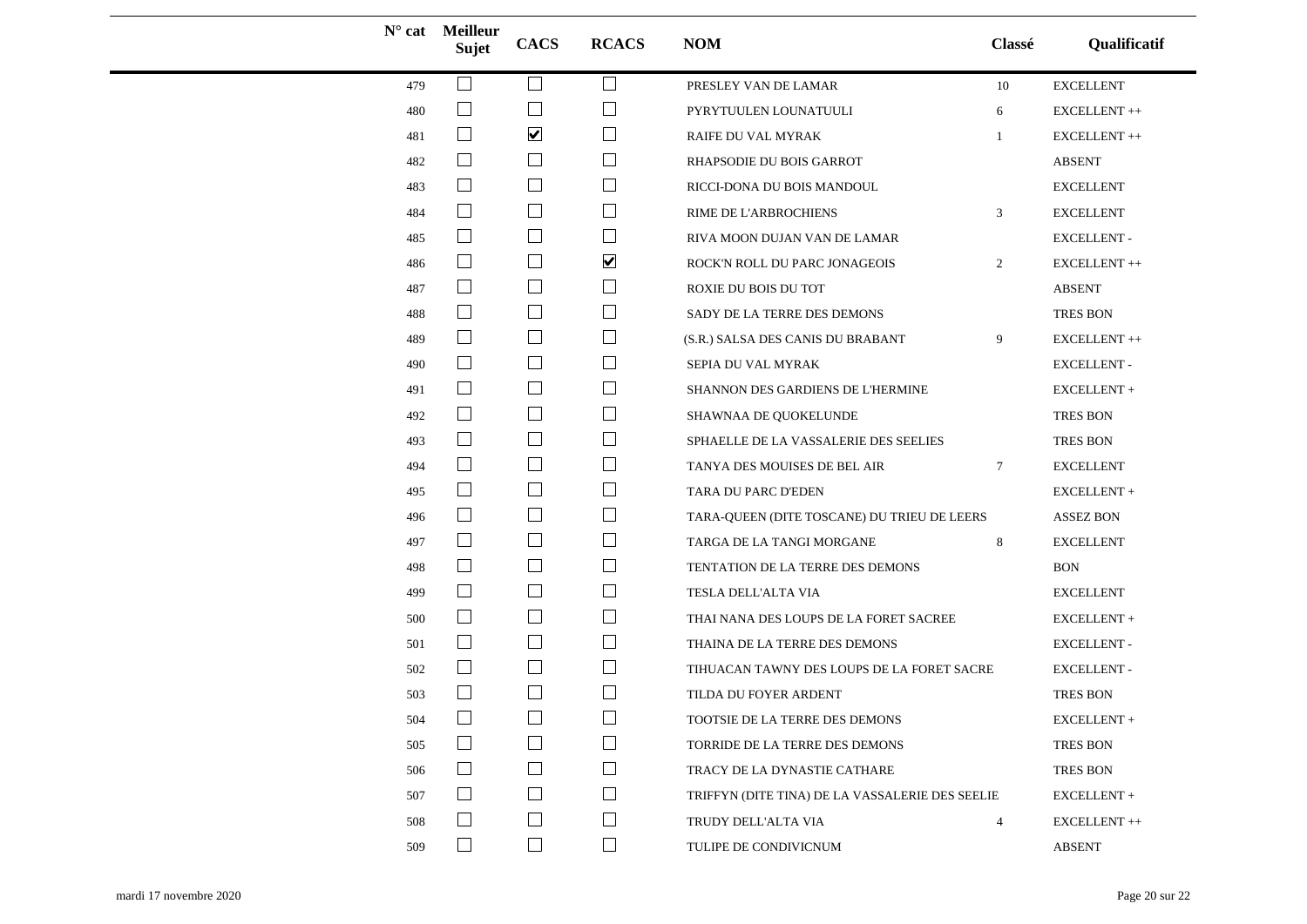| N° cat | Meilleur Sujet | CACS | RCACS | NOM | Classé | Qualificatif |
|---|---|---|---|---|---|---|
| 479 | ☐ | ☐ | ☐ | PRESLEY VAN DE LAMAR | 10 | EXCELLENT |
| 480 | ☐ | ☐ | ☐ | PYRYTUULEN LOUNATUULI | 6 | EXCELLENT ++ |
| 481 | ☐ | ☑ | ☐ | RAIFE DU VAL MYRAK | 1 | EXCELLENT ++ |
| 482 | ☐ | ☐ | ☐ | RHAPSODIE DU BOIS GARROT | | ABSENT |
| 483 | ☐ | ☐ | ☐ | RICCI-DONA DU BOIS MANDOUL | | EXCELLENT |
| 484 | ☐ | ☐ | ☐ | RIME DE L'ARBROCHIENS | 3 | EXCELLENT |
| 485 | ☐ | ☐ | ☐ | RIVA MOON DUJAN VAN DE LAMAR | | EXCELLENT - |
| 486 | ☐ | ☐ | ☑ | ROCK'N ROLL DU PARC JONAGEOIS | 2 | EXCELLENT ++ |
| 487 | ☐ | ☐ | ☐ | ROXIE DU BOIS DU TOT | | ABSENT |
| 488 | ☐ | ☐ | ☐ | SADY DE LA TERRE DES DEMONS | | TRES BON |
| 489 | ☐ | ☐ | ☐ | (S.R.) SALSA DES CANIS DU BRABANT | 9 | EXCELLENT ++ |
| 490 | ☐ | ☐ | ☐ | SEPIA DU VAL MYRAK | | EXCELLENT - |
| 491 | ☐ | ☐ | ☐ | SHANNON DES GARDIENS DE L'HERMINE | | EXCELLENT + |
| 492 | ☐ | ☐ | ☐ | SHAWNAA DE QUOKELUNDE | | TRES BON |
| 493 | ☐ | ☐ | ☐ | SPHAELLE DE LA VASSALERIE DES SEELIES | | TRES BON |
| 494 | ☐ | ☐ | ☐ | TANYA DES MOUISES DE BEL AIR | 7 | EXCELLENT |
| 495 | ☐ | ☐ | ☐ | TARA DU PARC D'EDEN | | EXCELLENT + |
| 496 | ☐ | ☐ | ☐ | TARA-QUEEN (DITE TOSCANE) DU TRIEU DE LEERS | | ASSEZ BON |
| 497 | ☐ | ☐ | ☐ | TARGA DE LA TANGI MORGANE | 8 | EXCELLENT |
| 498 | ☐ | ☐ | ☐ | TENTATION DE LA TERRE DES DEMONS | | BON |
| 499 | ☐ | ☐ | ☐ | TESLA DELL'ALTA VIA | | EXCELLENT |
| 500 | ☐ | ☐ | ☐ | THAI NANA DES LOUPS DE LA FORET SACREE | | EXCELLENT + |
| 501 | ☐ | ☐ | ☐ | THAINA DE LA TERRE DES DEMONS | | EXCELLENT - |
| 502 | ☐ | ☐ | ☐ | TIHUACAN TAWNY DES LOUPS DE LA FORET SACRE | | EXCELLENT - |
| 503 | ☐ | ☐ | ☐ | TILDA DU FOYER ARDENT | | TRES BON |
| 504 | ☐ | ☐ | ☐ | TOOTSIE DE LA TERRE DES DEMONS | | EXCELLENT + |
| 505 | ☐ | ☐ | ☐ | TORRIDE DE LA TERRE DES DEMONS | | TRES BON |
| 506 | ☐ | ☐ | ☐ | TRACY DE LA DYNASTIE CATHARE | | TRES BON |
| 507 | ☐ | ☐ | ☐ | TRIFFYN (DITE TINA) DE LA VASSALERIE DES SEELIE | | EXCELLENT + |
| 508 | ☐ | ☐ | ☐ | TRUDY DELL'ALTA VIA | 4 | EXCELLENT ++ |
| 509 | ☐ | ☐ | ☐ | TULIPE DE CONDIVICNUM | | ABSENT |

mardi 17 novembre 2020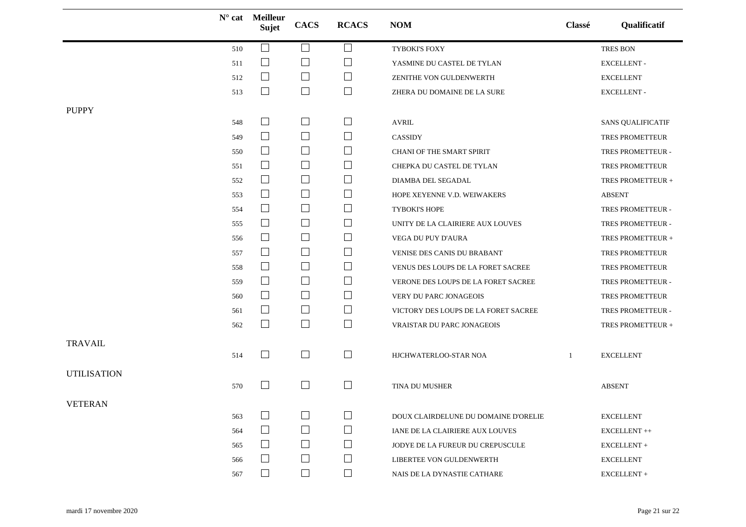| | N° cat | Meilleur Sujet | CACS | RCACS | NOM | Classé | Qualificatif |
|---|---|---|---|---|---|---|---|
| | 510 | ☐ | ☐ | ☐ | TYBOKI'S FOXY | | TRES BON |
| | 511 | ☐ | ☐ | ☐ | YASMINE DU CASTEL DE TYLAN | | EXCELLENT - |
| | 512 | ☐ | ☐ | ☐ | ZENITHE VON GULDENWERTH | | EXCELLENT |
| | 513 | ☐ | ☐ | ☐ | ZHERA DU DOMAINE DE LA SURE | | EXCELLENT - |
| PUPPY | | | | | | | |
| | 548 | ☐ | ☐ | ☐ | AVRIL | | SANS QUALIFICATIF |
| | 549 | ☐ | ☐ | ☐ | CASSIDY | | TRES PROMETTEUR |
| | 550 | ☐ | ☐ | ☐ | CHANI OF THE SMART SPIRIT | | TRES PROMETTEUR - |
| | 551 | ☐ | ☐ | ☐ | CHEPKA DU CASTEL DE TYLAN | | TRES PROMETTEUR |
| | 552 | ☐ | ☐ | ☐ | DIAMBA DEL SEGADAL | | TRES PROMETTEUR + |
| | 553 | ☐ | ☐ | ☐ | HOPE XEYENNE V.D. WEIWAKERS | | ABSENT |
| | 554 | ☐ | ☐ | ☐ | TYBOKI'S HOPE | | TRES PROMETTEUR - |
| | 555 | ☐ | ☐ | ☐ | UNITY DE LA CLAIRIERE AUX LOUVES | | TRES PROMETTEUR - |
| | 556 | ☐ | ☐ | ☐ | VEGA DU PUY D'AURA | | TRES PROMETTEUR + |
| | 557 | ☐ | ☐ | ☐ | VENISE DES CANIS DU BRABANT | | TRES PROMETTEUR |
| | 558 | ☐ | ☐ | ☐ | VENUS DES LOUPS DE LA FORET SACREE | | TRES PROMETTEUR |
| | 559 | ☐ | ☐ | ☐ | VERONE DES LOUPS DE LA FORET SACREE | | TRES PROMETTEUR - |
| | 560 | ☐ | ☐ | ☐ | VERY DU PARC JONAGEOIS | | TRES PROMETTEUR |
| | 561 | ☐ | ☐ | ☐ | VICTORY DES LOUPS DE LA FORET SACREE | | TRES PROMETTEUR - |
| | 562 | ☐ | ☐ | ☐ | VRAISTAR DU PARC JONAGEOIS | | TRES PROMETTEUR + |
| TRAVAIL | | | | | | | |
| | 514 | ☐ | ☐ | ☐ | HJCHWATERLOO-STAR NOA | 1 | EXCELLENT |
| UTILISATION | | | | | | | |
| | 570 | ☐ | ☐ | ☐ | TINA DU MUSHER | | ABSENT |
| VETERAN | | | | | | | |
| | 563 | ☐ | ☐ | ☐ | DOUX CLAIRDELUNE DU DOMAINE D'ORELIE | | EXCELLENT |
| | 564 | ☐ | ☐ | ☐ | IANE DE LA CLAIRIERE AUX LOUVES | | EXCELLENT ++ |
| | 565 | ☐ | ☐ | ☐ | JODYE DE LA FUREUR DU CREPUSCULE | | EXCELLENT + |
| | 566 | ☐ | ☐ | ☐ | LIBERTEE VON GULDENWERTH | | EXCELLENT |
| | 567 | ☐ | ☐ | ☐ | NAIS DE LA DYNASTIE CATHARE | | EXCELLENT + |

mardi 17 novembre 2020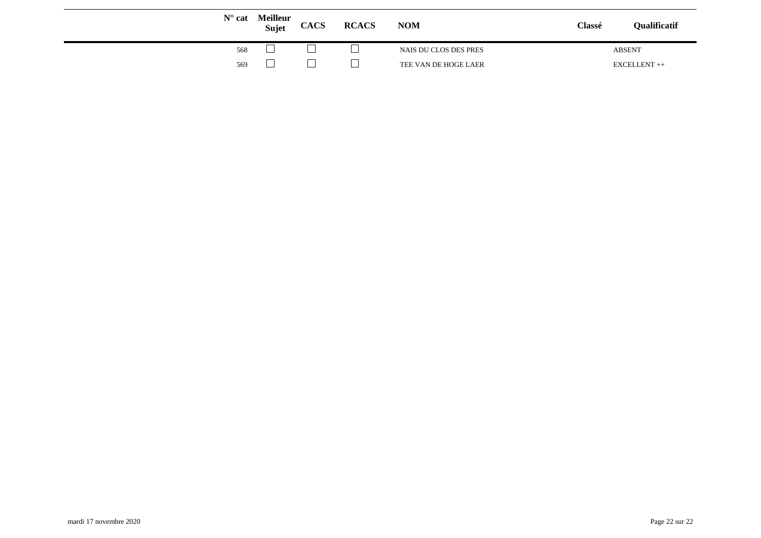| N° cat | Meilleur Sujet | CACS | RCACS | NOM | Classé | Qualificatif |
|---|---|---|---|---|---|---|
| 568 | ☐ | ☐ | ☐ | NAIS DU CLOS DES PRES | | ABSENT |
| 569 | ☐ | ☐ | ☐ | TEE VAN DE HOGE LAER | | EXCELLENT ++ |

mardi 17 novembre 2020